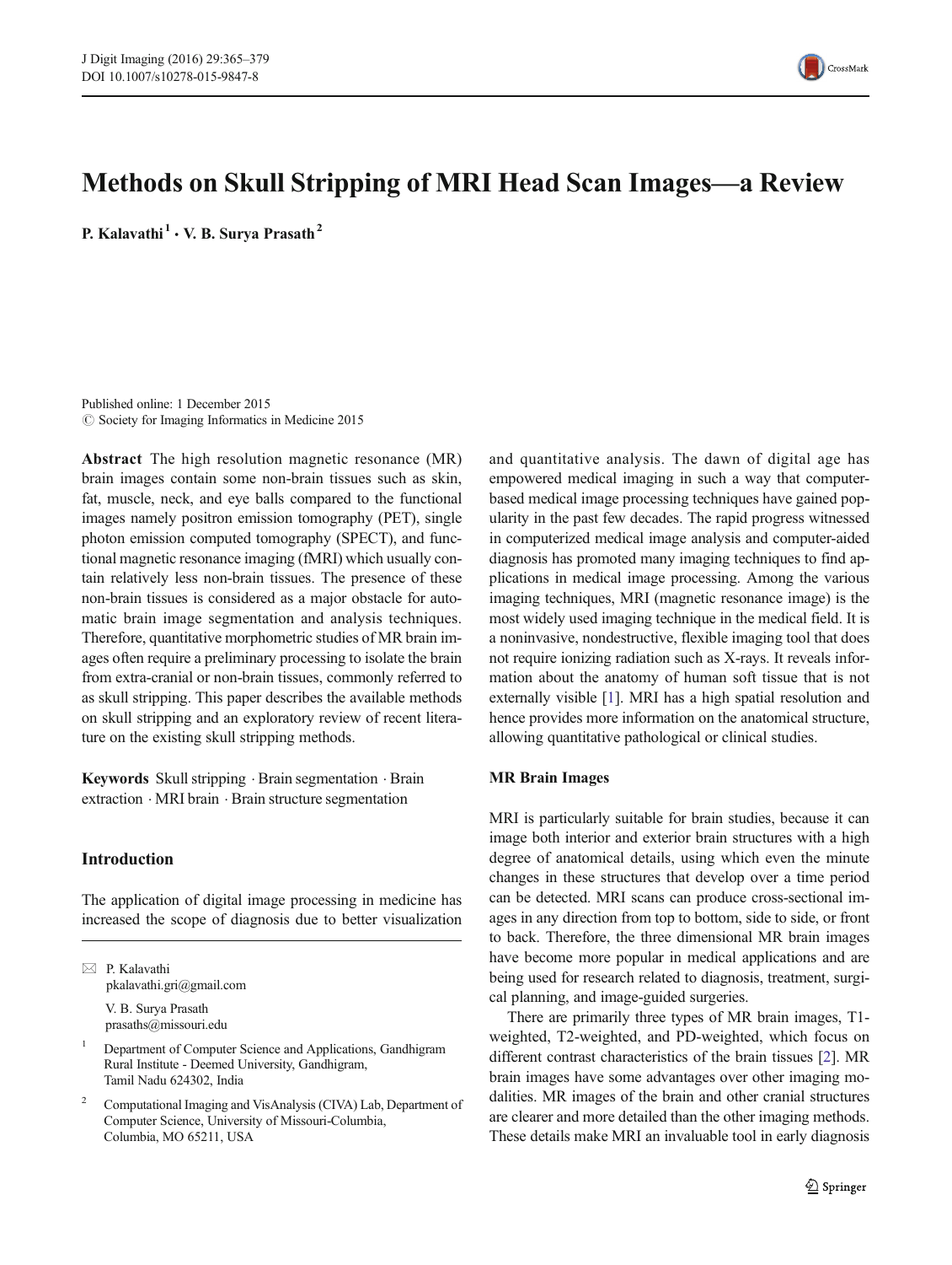#### Methods on Skull Stripping of MRI Head Scan Images—a Review

**P. Kalavathi** [1] **· V. B. Surya Prasath** [2]

Published online: 1 December 2015
© Society for Imaging Informatics in Medicine 2015

**Abstract** The high resolution magnetic resonance (MR) brain images contain some non-brain tissues such as skin, fat, muscle, neck, and eye balls compared to the functional images namely positron emission tomography (PET), single photon emission computed tomography (SPECT), and functional magnetic resonance imaging (fMRI) which usually contain relatively less non-brain tissues. The presence of these non-brain tissues is considered as a major obstacle for automatic brain image segmentation and analysis techniques. Therefore, quantitative morphometric studies of MR brain images often require a preliminary processing to isolate the brain from extra-cranial or non-brain tissues, commonly referred to as skull stripping. This paper describes the available methods on skull stripping and an exploratory review of recent literature on the existing skull stripping methods.

**Keywords** Skull stripping · Brain segmentation · Brain extraction · MRI brain · Brain structure segmentation

## Introduction

The application of digital image processing in medicine has increased the scope of diagnosis due to better visualization and quantitative analysis. The dawn of digital age has empowered medical imaging in such a way that computer-based medical image processing techniques have gained popularity in the past few decades. The rapid progress witnessed in computerized medical image analysis and computer-aided diagnosis has promoted many imaging techniques to find applications in medical image processing. Among the various imaging techniques, MRI (magnetic resonance image) is the most widely used imaging technique in the medical field. It is a noninvasive, nondestructive, flexible imaging tool that does not require ionizing radiation such as X-rays. It reveals information about the anatomy of human soft tissue that is not externally visible [1]. MRI has a high spatial resolution and hence provides more information on the anatomical structure, allowing quantitative pathological or clinical studies.

### MR Brain Images

MRI is particularly suitable for brain studies, because it can image both interior and exterior brain structures with a high degree of anatomical details, using which even the minute changes in these structures that develop over a time period can be detected. MRI scans can produce cross-sectional images in any direction from top to bottom, side to side, or front to back. Therefore, the three dimensional MR brain images have become more popular in medical applications and are being used for research related to diagnosis, treatment, surgical planning, and image-guided surgeries.

There are primarily three types of MR brain images, T1-weighted, T2-weighted, and PD-weighted, which focus on different contrast characteristics of the brain tissues [2]. MR brain images have some advantages over other imaging modalities. MR images of the brain and other cranial structures are clearer and more detailed than the other imaging methods. These details make MRI an invaluable tool in early diagnosis

✉ P. Kalavathi
pkalavathi.gri@gmail.com

V. B. Surya Prasath
prasaths@missouri.edu

[1] Department of Computer Science and Applications, Gandhigram Rural Institute - Deemed University, Gandhigram, Tamil Nadu 624302, India

[2] Computational Imaging and VisAnalysis (CIVA) Lab, Department of Computer Science, University of Missouri-Columbia, Columbia, MO 65211, USA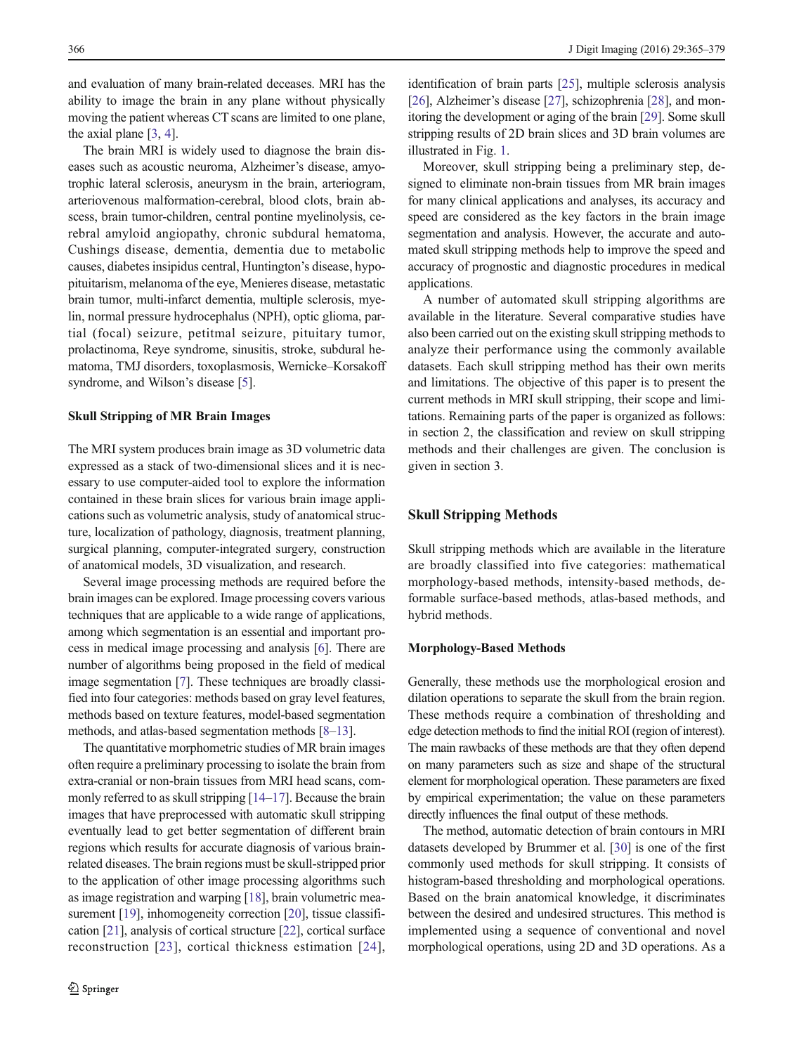and evaluation of many brain-related deceases. MRI has the ability to image the brain in any plane without physically moving the patient whereas CT scans are limited to one plane, the axial plane [3, 4].

The brain MRI is widely used to diagnose the brain diseases such as acoustic neuroma, Alzheimer's disease, amyotrophic lateral sclerosis, aneurysm in the brain, arteriogram, arteriovenous malformation-cerebral, blood clots, brain abscess, brain tumor-children, central pontine myelinolysis, cerebral amyloid angiopathy, chronic subdural hematoma, Cushings disease, dementia, dementia due to metabolic causes, diabetes insipidus central, Huntington's disease, hypopituitarism, melanoma of the eye, Menieres disease, metastatic brain tumor, multi-infarct dementia, multiple sclerosis, myelin, normal pressure hydrocephalus (NPH), optic glioma, partial (focal) seizure, petitmal seizure, pituitary tumor, prolactinoma, Reye syndrome, sinusitis, stroke, subdural hematoma, TMJ disorders, toxoplasmosis, Wernicke–Korsakoff syndrome, and Wilson's disease [5].

### Skull Stripping of MR Brain Images

The MRI system produces brain image as 3D volumetric data expressed as a stack of two-dimensional slices and it is necessary to use computer-aided tool to explore the information contained in these brain slices for various brain image applications such as volumetric analysis, study of anatomical structure, localization of pathology, diagnosis, treatment planning, surgical planning, computer-integrated surgery, construction of anatomical models, 3D visualization, and research.

Several image processing methods are required before the brain images can be explored. Image processing covers various techniques that are applicable to a wide range of applications, among which segmentation is an essential and important process in medical image processing and analysis [6]. There are number of algorithms being proposed in the field of medical image segmentation [7]. These techniques are broadly classified into four categories: methods based on gray level features, methods based on texture features, model-based segmentation methods, and atlas-based segmentation methods [8–13].

The quantitative morphometric studies of MR brain images often require a preliminary processing to isolate the brain from extra-cranial or non-brain tissues from MRI head scans, commonly referred to as skull stripping [14–17]. Because the brain images that have preprocessed with automatic skull stripping eventually lead to get better segmentation of different brain regions which results for accurate diagnosis of various brain-related diseases. The brain regions must be skull-stripped prior to the application of other image processing algorithms such as image registration and warping [18], brain volumetric measurement [19], inhomogeneity correction [20], tissue classification [21], analysis of cortical structure [22], cortical surface reconstruction [23], cortical thickness estimation [24], identification of brain parts [25], multiple sclerosis analysis [26], Alzheimer's disease [27], schizophrenia [28], and monitoring the development or aging of the brain [29]. Some skull stripping results of 2D brain slices and 3D brain volumes are illustrated in Fig. 1.

Moreover, skull stripping being a preliminary step, designed to eliminate non-brain tissues from MR brain images for many clinical applications and analyses, its accuracy and speed are considered as the key factors in the brain image segmentation and analysis. However, the accurate and automated skull stripping methods help to improve the speed and accuracy of prognostic and diagnostic procedures in medical applications.

A number of automated skull stripping algorithms are available in the literature. Several comparative studies have also been carried out on the existing skull stripping methods to analyze their performance using the commonly available datasets. Each skull stripping method has their own merits and limitations. The objective of this paper is to present the current methods in MRI skull stripping, their scope and limitations. Remaining parts of the paper is organized as follows: in section 2, the classification and review on skull stripping methods and their challenges are given. The conclusion is given in section 3.

## Skull Stripping Methods

Skull stripping methods which are available in the literature are broadly classified into five categories: mathematical morphology-based methods, intensity-based methods, deformable surface-based methods, atlas-based methods, and hybrid methods.

### Morphology-Based Methods

Generally, these methods use the morphological erosion and dilation operations to separate the skull from the brain region. These methods require a combination of thresholding and edge detection methods to find the initial ROI (region of interest). The main rawbacks of these methods are that they often depend on many parameters such as size and shape of the structural element for morphological operation. These parameters are fixed by empirical experimentation; the value on these parameters directly influences the final output of these methods.

The method, automatic detection of brain contours in MRI datasets developed by Brummer et al. [30] is one of the first commonly used methods for skull stripping. It consists of histogram-based thresholding and morphological operations. Based on the brain anatomical knowledge, it discriminates between the desired and undesired structures. This method is implemented using a sequence of conventional and novel morphological operations, using 2D and 3D operations. As a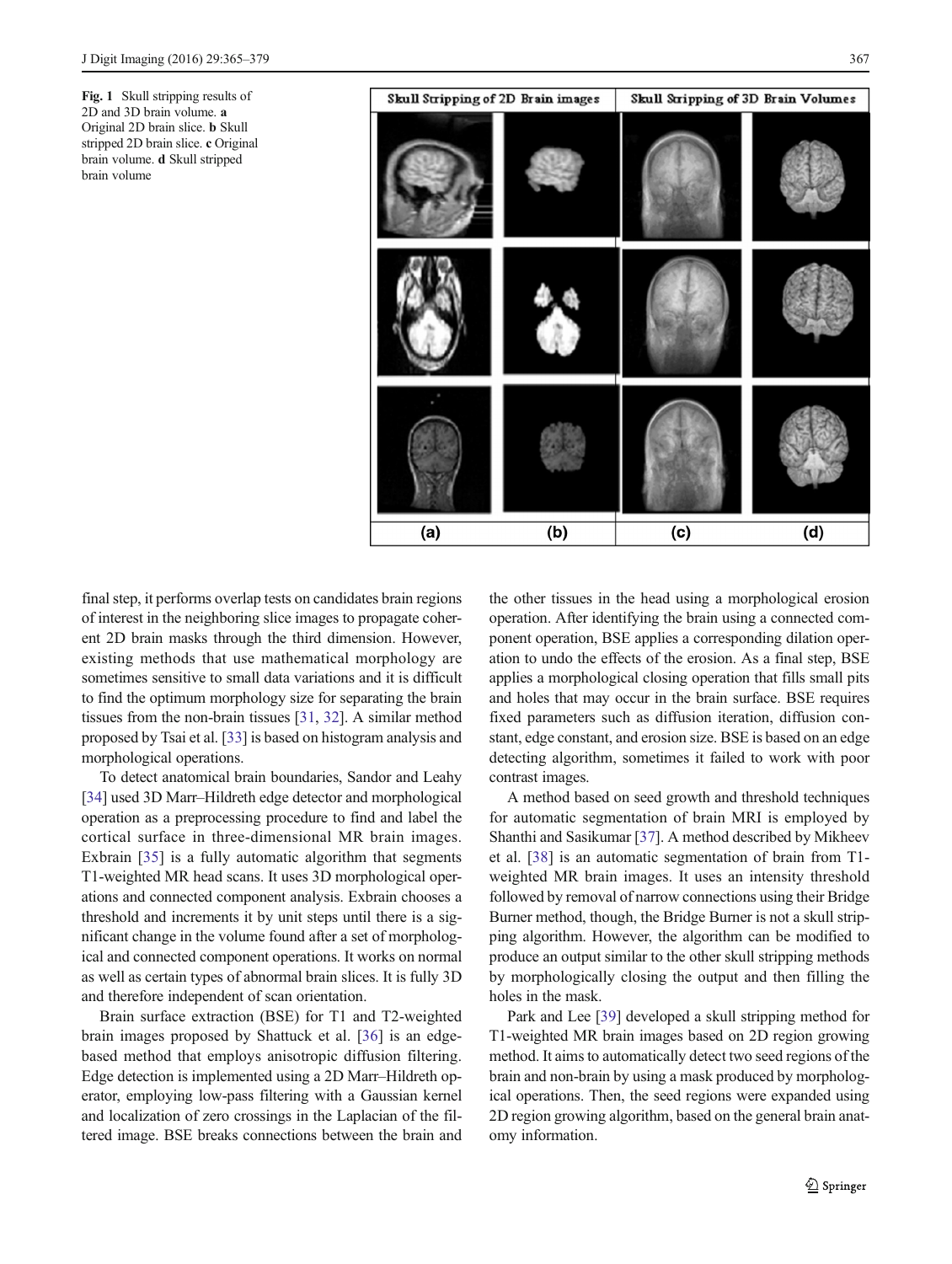**Fig. 1** Skull stripping results of 2D and 3D brain volume. **a** Original 2D brain slice. **b** Skull stripped 2D brain slice. **c** Original brain volume. **d** Skull stripped brain volume

final step, it performs overlap tests on candidates brain regions of interest in the neighboring slice images to propagate coherent 2D brain masks through the third dimension. However, existing methods that use mathematical morphology are sometimes sensitive to small data variations and it is difficult to find the optimum morphology size for separating the brain tissues from the non-brain tissues [31, 32]. A similar method proposed by Tsai et al. [33] is based on histogram analysis and morphological operations.

To detect anatomical brain boundaries, Sandor and Leahy [34] used 3D Marr–Hildreth edge detector and morphological operation as a preprocessing procedure to find and label the cortical surface in three-dimensional MR brain images. Exbrain [35] is a fully automatic algorithm that segments T1-weighted MR head scans. It uses 3D morphological operations and connected component analysis. Exbrain chooses a threshold and increments it by unit steps until there is a significant change in the volume found after a set of morphological and connected component operations. It works on normal as well as certain types of abnormal brain slices. It is fully 3D and therefore independent of scan orientation.

Brain surface extraction (BSE) for T1 and T2-weighted brain images proposed by Shattuck et al. [36] is an edge-based method that employs anisotropic diffusion filtering. Edge detection is implemented using a 2D Marr–Hildreth operator, employing low-pass filtering with a Gaussian kernel and localization of zero crossings in the Laplacian of the filtered image. BSE breaks connections between the brain and the other tissues in the head using a morphological erosion operation. After identifying the brain using a connected component operation, BSE applies a corresponding dilation operation to undo the effects of the erosion. As a final step, BSE applies a morphological closing operation that fills small pits and holes that may occur in the brain surface. BSE requires fixed parameters such as diffusion iteration, diffusion constant, edge constant, and erosion size. BSE is based on an edge detecting algorithm, sometimes it failed to work with poor contrast images.

A method based on seed growth and threshold techniques for automatic segmentation of brain MRI is employed by Shanthi and Sasikumar [37]. A method described by Mikheev et al. [38] is an automatic segmentation of brain from T1-weighted MR brain images. It uses an intensity threshold followed by removal of narrow connections using their Bridge Burner method, though, the Bridge Burner is not a skull stripping algorithm. However, the algorithm can be modified to produce an output similar to the other skull stripping methods by morphologically closing the output and then filling the holes in the mask.

Park and Lee [39] developed a skull stripping method for T1-weighted MR brain images based on 2D region growing method. It aims to automatically detect two seed regions of the brain and non-brain by using a mask produced by morphological operations. Then, the seed regions were expanded using 2D region growing algorithm, based on the general brain anatomy information.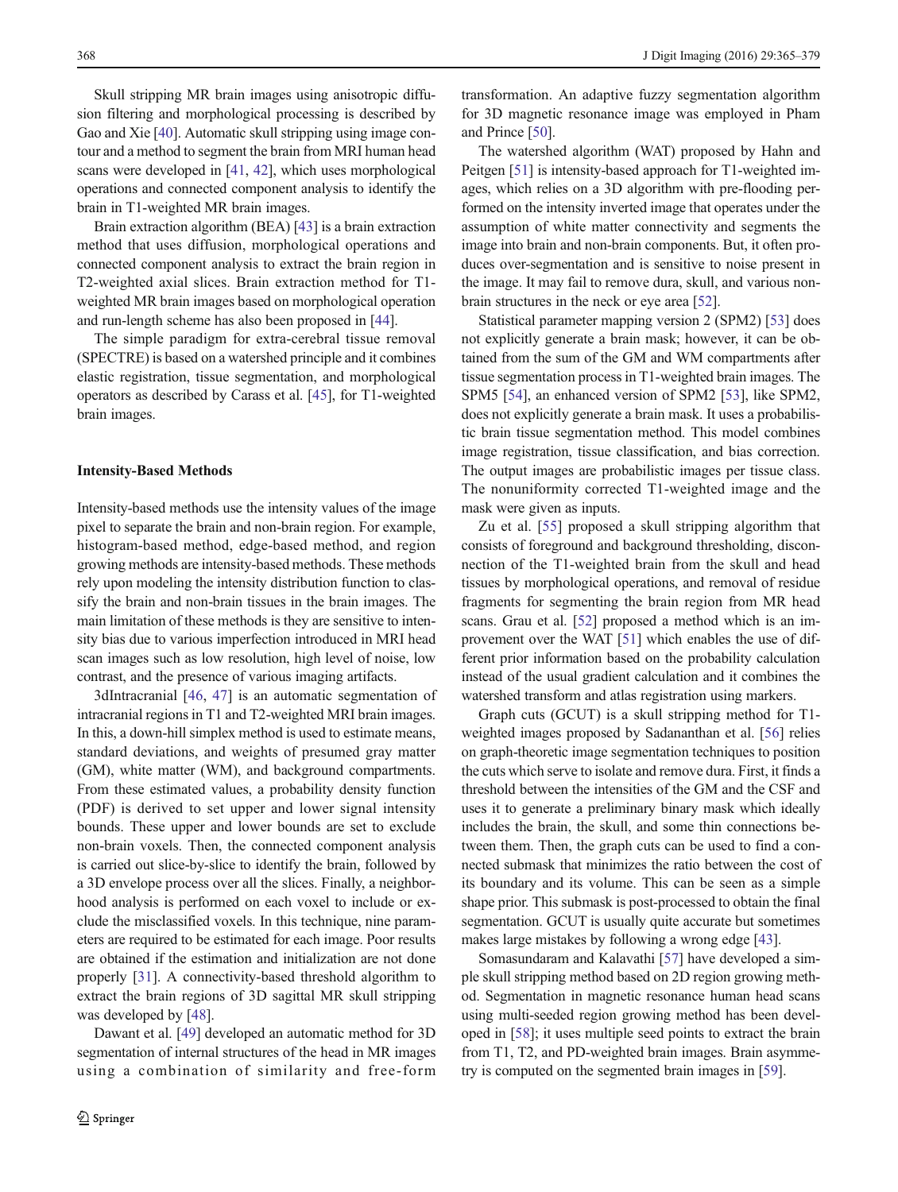Skull stripping MR brain images using anisotropic diffusion filtering and morphological processing is described by Gao and Xie [40]. Automatic skull stripping using image contour and a method to segment the brain from MRI human head scans were developed in [41, 42], which uses morphological operations and connected component analysis to identify the brain in T1-weighted MR brain images.

Brain extraction algorithm (BEA) [43] is a brain extraction method that uses diffusion, morphological operations and connected component analysis to extract the brain region in T2-weighted axial slices. Brain extraction method for T1-weighted MR brain images based on morphological operation and run-length scheme has also been proposed in [44].

The simple paradigm for extra-cerebral tissue removal (SPECTRE) is based on a watershed principle and it combines elastic registration, tissue segmentation, and morphological operators as described by Carass et al. [45], for T1-weighted brain images.

#### Intensity-Based Methods

Intensity-based methods use the intensity values of the image pixel to separate the brain and non-brain region. For example, histogram-based method, edge-based method, and region growing methods are intensity-based methods. These methods rely upon modeling the intensity distribution function to classify the brain and non-brain tissues in the brain images. The main limitation of these methods is they are sensitive to intensity bias due to various imperfection introduced in MRI head scan images such as low resolution, high level of noise, low contrast, and the presence of various imaging artifacts.

3dIntracranial [46, 47] is an automatic segmentation of intracranial regions in T1 and T2-weighted MRI brain images. In this, a down-hill simplex method is used to estimate means, standard deviations, and weights of presumed gray matter (GM), white matter (WM), and background compartments. From these estimated values, a probability density function (PDF) is derived to set upper and lower signal intensity bounds. These upper and lower bounds are set to exclude non-brain voxels. Then, the connected component analysis is carried out slice-by-slice to identify the brain, followed by a 3D envelope process over all the slices. Finally, a neighborhood analysis is performed on each voxel to include or exclude the misclassified voxels. In this technique, nine parameters are required to be estimated for each image. Poor results are obtained if the estimation and initialization are not done properly [31]. A connectivity-based threshold algorithm to extract the brain regions of 3D sagittal MR skull stripping was developed by [48].

Dawant et al. [49] developed an automatic method for 3D segmentation of internal structures of the head in MR images using a combination of similarity and free-form transformation. An adaptive fuzzy segmentation algorithm for 3D magnetic resonance image was employed in Pham and Prince [50].

The watershed algorithm (WAT) proposed by Hahn and Peitgen [51] is intensity-based approach for T1-weighted images, which relies on a 3D algorithm with pre-flooding performed on the intensity inverted image that operates under the assumption of white matter connectivity and segments the image into brain and non-brain components. But, it often produces over-segmentation and is sensitive to noise present in the image. It may fail to remove dura, skull, and various non-brain structures in the neck or eye area [52].

Statistical parameter mapping version 2 (SPM2) [53] does not explicitly generate a brain mask; however, it can be obtained from the sum of the GM and WM compartments after tissue segmentation process in T1-weighted brain images. The SPM5 [54], an enhanced version of SPM2 [53], like SPM2, does not explicitly generate a brain mask. It uses a probabilistic brain tissue segmentation method. This model combines image registration, tissue classification, and bias correction. The output images are probabilistic images per tissue class. The nonuniformity corrected T1-weighted image and the mask were given as inputs.

Zu et al. [55] proposed a skull stripping algorithm that consists of foreground and background thresholding, disconnection of the T1-weighted brain from the skull and head tissues by morphological operations, and removal of residue fragments for segmenting the brain region from MR head scans. Grau et al. [52] proposed a method which is an improvement over the WAT [51] which enables the use of different prior information based on the probability calculation instead of the usual gradient calculation and it combines the watershed transform and atlas registration using markers.

Graph cuts (GCUT) is a skull stripping method for T1-weighted images proposed by Sadananthan et al. [56] relies on graph-theoretic image segmentation techniques to position the cuts which serve to isolate and remove dura. First, it finds a threshold between the intensities of the GM and the CSF and uses it to generate a preliminary binary mask which ideally includes the brain, the skull, and some thin connections between them. Then, the graph cuts can be used to find a connected submask that minimizes the ratio between the cost of its boundary and its volume. This can be seen as a simple shape prior. This submask is post-processed to obtain the final segmentation. GCUT is usually quite accurate but sometimes makes large mistakes by following a wrong edge [43].

Somasundaram and Kalavathi [57] have developed a simple skull stripping method based on 2D region growing method. Segmentation in magnetic resonance human head scans using multi-seeded region growing method has been developed in [58]; it uses multiple seed points to extract the brain from T1, T2, and PD-weighted brain images. Brain asymmetry is computed on the segmented brain images in [59].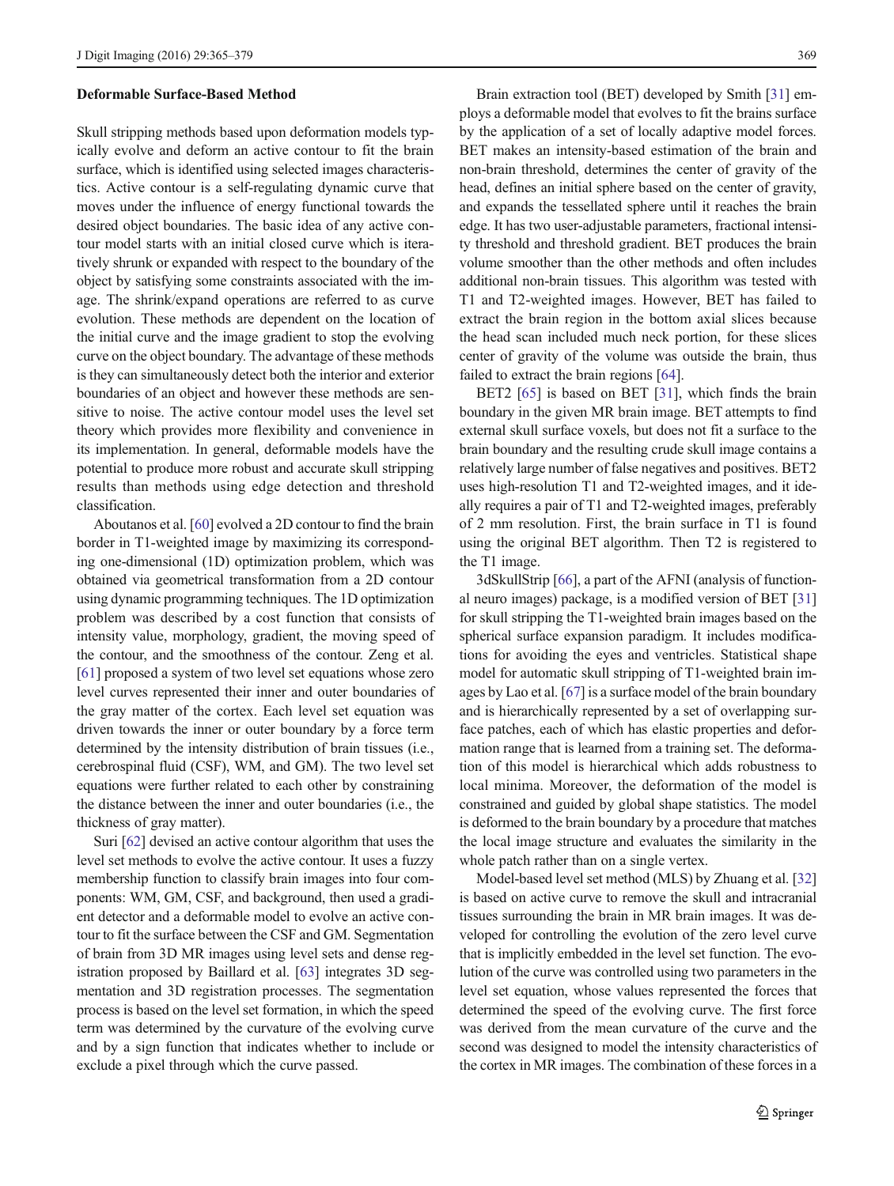**Deformable Surface-Based Method**

Skull stripping methods based upon deformation models typically evolve and deform an active contour to fit the brain surface, which is identified using selected images characteristics. Active contour is a self-regulating dynamic curve that moves under the influence of energy functional towards the desired object boundaries. The basic idea of any active contour model starts with an initial closed curve which is iteratively shrunk or expanded with respect to the boundary of the object by satisfying some constraints associated with the image. The shrink/expand operations are referred to as curve evolution. These methods are dependent on the location of the initial curve and the image gradient to stop the evolving curve on the object boundary. The advantage of these methods is they can simultaneously detect both the interior and exterior boundaries of an object and however these methods are sensitive to noise. The active contour model uses the level set theory which provides more flexibility and convenience in its implementation. In general, deformable models have the potential to produce more robust and accurate skull stripping results than methods using edge detection and threshold classification.

Aboutanos et al. [60] evolved a 2D contour to find the brain border in T1-weighted image by maximizing its corresponding one-dimensional (1D) optimization problem, which was obtained via geometrical transformation from a 2D contour using dynamic programming techniques. The 1D optimization problem was described by a cost function that consists of intensity value, morphology, gradient, the moving speed of the contour, and the smoothness of the contour. Zeng et al. [61] proposed a system of two level set equations whose zero level curves represented their inner and outer boundaries of the gray matter of the cortex. Each level set equation was driven towards the inner or outer boundary by a force term determined by the intensity distribution of brain tissues (i.e., cerebrospinal fluid (CSF), WM, and GM). The two level set equations were further related to each other by constraining the distance between the inner and outer boundaries (i.e., the thickness of gray matter).

Suri [62] devised an active contour algorithm that uses the level set methods to evolve the active contour. It uses a fuzzy membership function to classify brain images into four components: WM, GM, CSF, and background, then used a gradient detector and a deformable model to evolve an active contour to fit the surface between the CSF and GM. Segmentation of brain from 3D MR images using level sets and dense registration proposed by Baillard et al. [63] integrates 3D segmentation and 3D registration processes. The segmentation process is based on the level set formation, in which the speed term was determined by the curvature of the evolving curve and by a sign function that indicates whether to include or exclude a pixel through which the curve passed.

Brain extraction tool (BET) developed by Smith [31] employs a deformable model that evolves to fit the brains surface by the application of a set of locally adaptive model forces. BET makes an intensity-based estimation of the brain and non-brain threshold, determines the center of gravity of the head, defines an initial sphere based on the center of gravity, and expands the tessellated sphere until it reaches the brain edge. It has two user-adjustable parameters, fractional intensity threshold and threshold gradient. BET produces the brain volume smoother than the other methods and often includes additional non-brain tissues. This algorithm was tested with T1 and T2-weighted images. However, BET has failed to extract the brain region in the bottom axial slices because the head scan included much neck portion, for these slices center of gravity of the volume was outside the brain, thus failed to extract the brain regions [64].

BET2 [65] is based on BET [31], which finds the brain boundary in the given MR brain image. BET attempts to find external skull surface voxels, but does not fit a surface to the brain boundary and the resulting crude skull image contains a relatively large number of false negatives and positives. BET2 uses high-resolution T1 and T2-weighted images, and it ideally requires a pair of T1 and T2-weighted images, preferably of 2 mm resolution. First, the brain surface in T1 is found using the original BET algorithm. Then T2 is registered to the T1 image.

3dSkullStrip [66], a part of the AFNI (analysis of functional neuro images) package, is a modified version of BET [31] for skull stripping the T1-weighted brain images based on the spherical surface expansion paradigm. It includes modifications for avoiding the eyes and ventricles. Statistical shape model for automatic skull stripping of T1-weighted brain images by Lao et al. [67] is a surface model of the brain boundary and is hierarchically represented by a set of overlapping surface patches, each of which has elastic properties and deformation range that is learned from a training set. The deformation of this model is hierarchical which adds robustness to local minima. Moreover, the deformation of the model is constrained and guided by global shape statistics. The model is deformed to the brain boundary by a procedure that matches the local image structure and evaluates the similarity in the whole patch rather than on a single vertex.

Model-based level set method (MLS) by Zhuang et al. [32] is based on active curve to remove the skull and intracranial tissues surrounding the brain in MR brain images. It was developed for controlling the evolution of the zero level curve that is implicitly embedded in the level set function. The evolution of the curve was controlled using two parameters in the level set equation, whose values represented the forces that determined the speed of the evolving curve. The first force was derived from the mean curvature of the curve and the second was designed to model the intensity characteristics of the cortex in MR images. The combination of these forces in a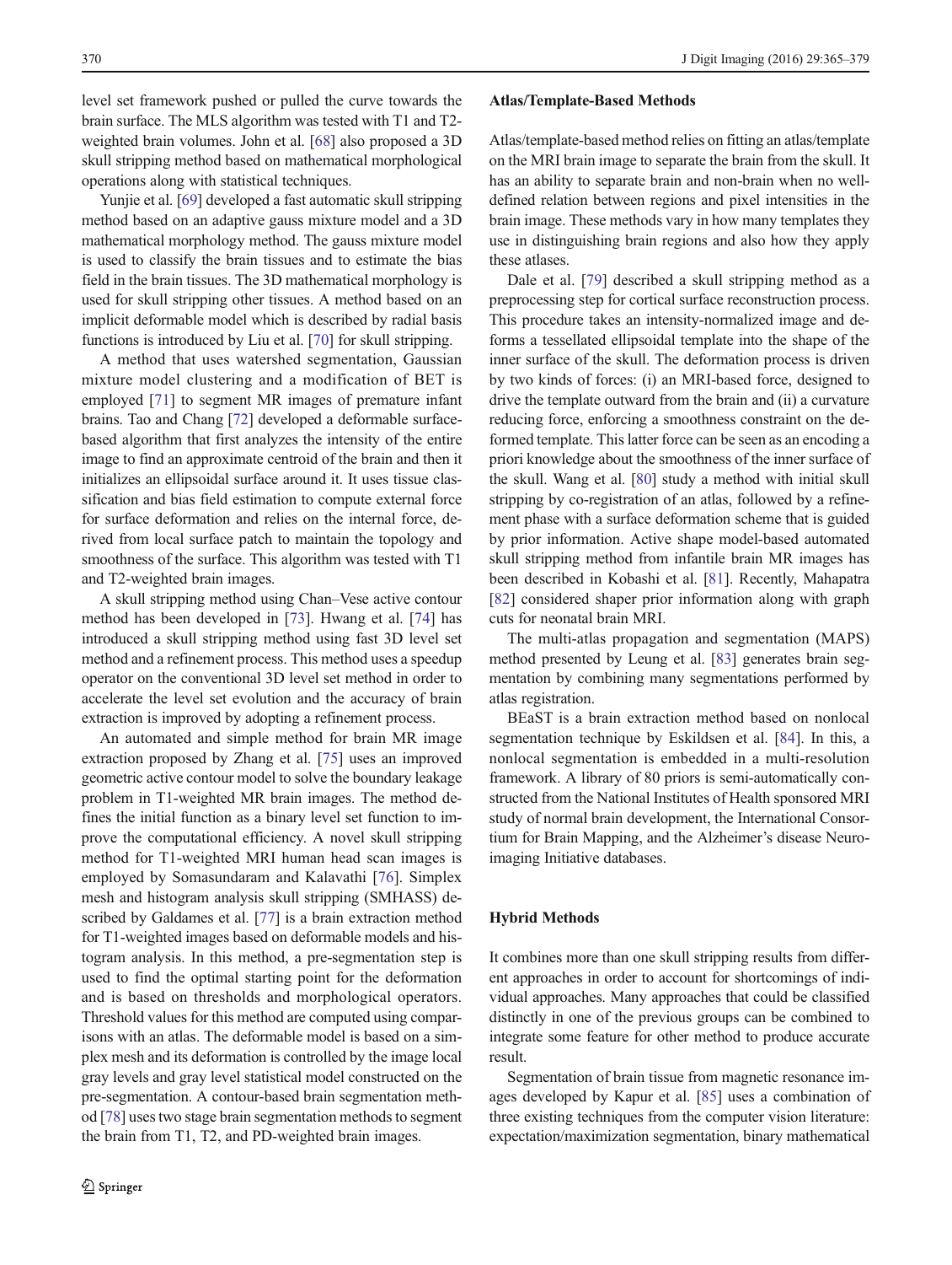level set framework pushed or pulled the curve towards the brain surface. The MLS algorithm was tested with T1 and T2-weighted brain volumes. John et al. [68] also proposed a 3D skull stripping method based on mathematical morphological operations along with statistical techniques.

Yunjie et al. [69] developed a fast automatic skull stripping method based on an adaptive gauss mixture model and a 3D mathematical morphology method. The gauss mixture model is used to classify the brain tissues and to estimate the bias field in the brain tissues. The 3D mathematical morphology is used for skull stripping other tissues. A method based on an implicit deformable model which is described by radial basis functions is introduced by Liu et al. [70] for skull stripping.

A method that uses watershed segmentation, Gaussian mixture model clustering and a modification of BET is employed [71] to segment MR images of premature infant brains. Tao and Chang [72] developed a deformable surface-based algorithm that first analyzes the intensity of the entire image to find an approximate centroid of the brain and then it initializes an ellipsoidal surface around it. It uses tissue classification and bias field estimation to compute external force for surface deformation and relies on the internal force, derived from local surface patch to maintain the topology and smoothness of the surface. This algorithm was tested with T1 and T2-weighted brain images.

A skull stripping method using Chan–Vese active contour method has been developed in [73]. Hwang et al. [74] has introduced a skull stripping method using fast 3D level set method and a refinement process. This method uses a speedup operator on the conventional 3D level set method in order to accelerate the level set evolution and the accuracy of brain extraction is improved by adopting a refinement process.

An automated and simple method for brain MR image extraction proposed by Zhang et al. [75] uses an improved geometric active contour model to solve the boundary leakage problem in T1-weighted MR brain images. The method defines the initial function as a binary level set function to improve the computational efficiency. A novel skull stripping method for T1-weighted MRI human head scan images is employed by Somasundaram and Kalavathi [76]. Simplex mesh and histogram analysis skull stripping (SMHASS) described by Galdames et al. [77] is a brain extraction method for T1-weighted images based on deformable models and histogram analysis. In this method, a pre-segmentation step is used to find the optimal starting point for the deformation and is based on thresholds and morphological operators. Threshold values for this method are computed using comparisons with an atlas. The deformable model is based on a simplex mesh and its deformation is controlled by the image local gray levels and gray level statistical model constructed on the pre-segmentation. A contour-based brain segmentation method [78] uses two stage brain segmentation methods to segment the brain from T1, T2, and PD-weighted brain images.

### Atlas/Template-Based Methods

Atlas/template-based method relies on fitting an atlas/template on the MRI brain image to separate the brain from the skull. It has an ability to separate brain and non-brain when no well-defined relation between regions and pixel intensities in the brain image. These methods vary in how many templates they use in distinguishing brain regions and also how they apply these atlases.

Dale et al. [79] described a skull stripping method as a preprocessing step for cortical surface reconstruction process. This procedure takes an intensity-normalized image and deforms a tessellated ellipsoidal template into the shape of the inner surface of the skull. The deformation process is driven by two kinds of forces: (i) an MRI-based force, designed to drive the template outward from the brain and (ii) a curvature reducing force, enforcing a smoothness constraint on the deformed template. This latter force can be seen as an encoding a priori knowledge about the smoothness of the inner surface of the skull. Wang et al. [80] study a method with initial skull stripping by co-registration of an atlas, followed by a refinement phase with a surface deformation scheme that is guided by prior information. Active shape model-based automated skull stripping method from infantile brain MR images has been described in Kobashi et al. [81]. Recently, Mahapatra [82] considered shaper prior information along with graph cuts for neonatal brain MRI.

The multi-atlas propagation and segmentation (MAPS) method presented by Leung et al. [83] generates brain segmentation by combining many segmentations performed by atlas registration.

BEaST is a brain extraction method based on nonlocal segmentation technique by Eskildsen et al. [84]. In this, a nonlocal segmentation is embedded in a multi-resolution framework. A library of 80 priors is semi-automatically constructed from the National Institutes of Health sponsored MRI study of normal brain development, the International Consortium for Brain Mapping, and the Alzheimer's disease Neuroimaging Initiative databases.

### Hybrid Methods

It combines more than one skull stripping results from different approaches in order to account for shortcomings of individual approaches. Many approaches that could be classified distinctly in one of the previous groups can be combined to integrate some feature for other method to produce accurate result.

Segmentation of brain tissue from magnetic resonance images developed by Kapur et al. [85] uses a combination of three existing techniques from the computer vision literature: expectation/maximization segmentation, binary mathematical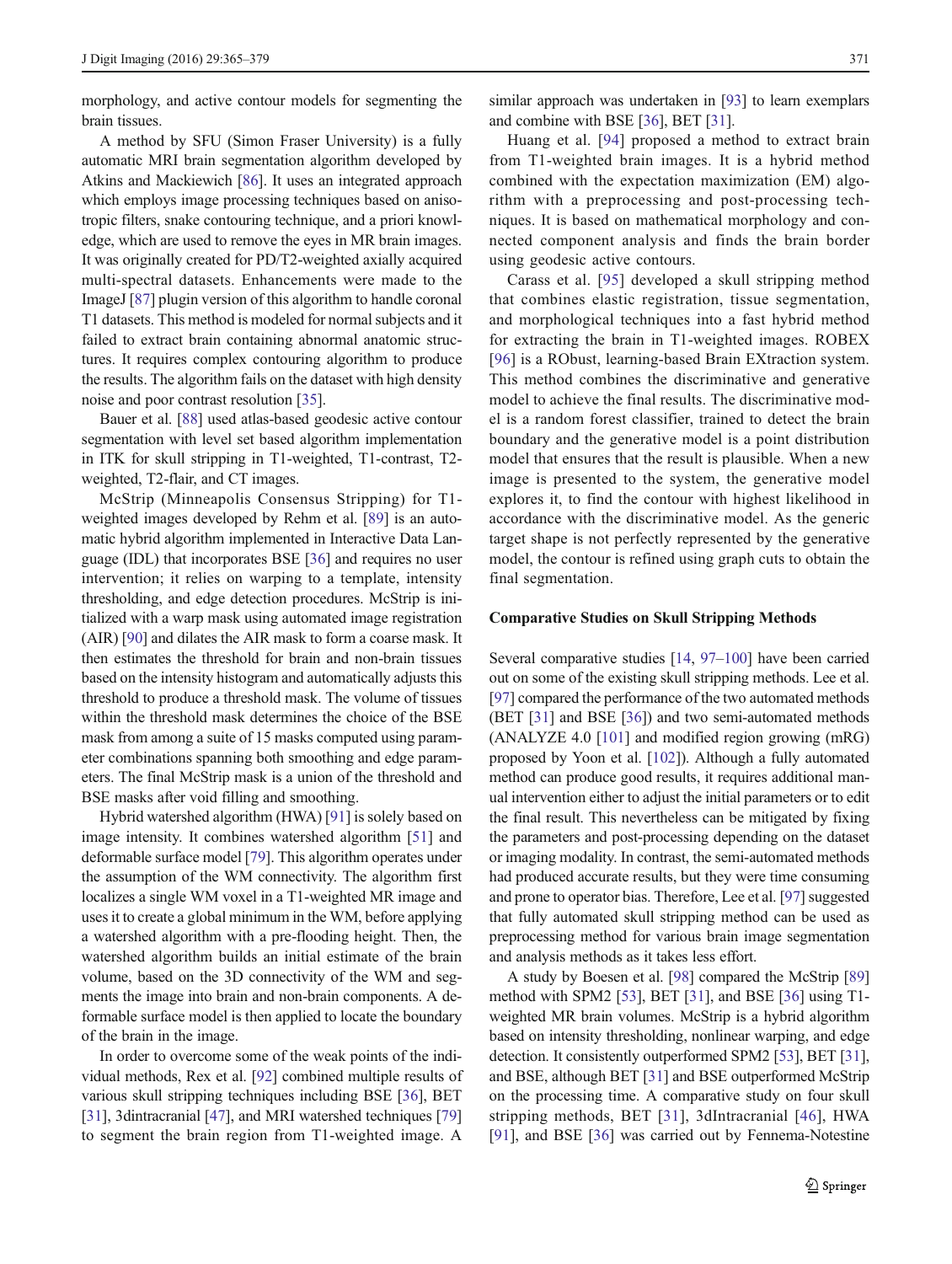morphology, and active contour models for segmenting the brain tissues.

A method by SFU (Simon Fraser University) is a fully automatic MRI brain segmentation algorithm developed by Atkins and Mackiewich [86]. It uses an integrated approach which employs image processing techniques based on anisotropic filters, snake contouring technique, and a priori knowledge, which are used to remove the eyes in MR brain images. It was originally created for PD/T2-weighted axially acquired multi-spectral datasets. Enhancements were made to the ImageJ [87] plugin version of this algorithm to handle coronal T1 datasets. This method is modeled for normal subjects and it failed to extract brain containing abnormal anatomic structures. It requires complex contouring algorithm to produce the results. The algorithm fails on the dataset with high density noise and poor contrast resolution [35].

Bauer et al. [88] used atlas-based geodesic active contour segmentation with level set based algorithm implementation in ITK for skull stripping in T1-weighted, T1-contrast, T2-weighted, T2-flair, and CT images.

McStrip (Minneapolis Consensus Stripping) for T1-weighted images developed by Rehm et al. [89] is an automatic hybrid algorithm implemented in Interactive Data Language (IDL) that incorporates BSE [36] and requires no user intervention; it relies on warping to a template, intensity thresholding, and edge detection procedures. McStrip is initialized with a warp mask using automated image registration (AIR) [90] and dilates the AIR mask to form a coarse mask. It then estimates the threshold for brain and non-brain tissues based on the intensity histogram and automatically adjusts this threshold to produce a threshold mask. The volume of tissues within the threshold mask determines the choice of the BSE mask from among a suite of 15 masks computed using parameter combinations spanning both smoothing and edge parameters. The final McStrip mask is a union of the threshold and BSE masks after void filling and smoothing.

Hybrid watershed algorithm (HWA) [91] is solely based on image intensity. It combines watershed algorithm [51] and deformable surface model [79]. This algorithm operates under the assumption of the WM connectivity. The algorithm first localizes a single WM voxel in a T1-weighted MR image and uses it to create a global minimum in the WM, before applying a watershed algorithm with a pre-flooding height. Then, the watershed algorithm builds an initial estimate of the brain volume, based on the 3D connectivity of the WM and segments the image into brain and non-brain components. A deformable surface model is then applied to locate the boundary of the brain in the image.

In order to overcome some of the weak points of the individual methods, Rex et al. [92] combined multiple results of various skull stripping techniques including BSE [36], BET [31], 3dintracranial [47], and MRI watershed techniques [79] to segment the brain region from T1-weighted image. A similar approach was undertaken in [93] to learn exemplars and combine with BSE [36], BET [31].

Huang et al. [94] proposed a method to extract brain from T1-weighted brain images. It is a hybrid method combined with the expectation maximization (EM) algorithm with a preprocessing and post-processing techniques. It is based on mathematical morphology and connected component analysis and finds the brain border using geodesic active contours.

Carass et al. [95] developed a skull stripping method that combines elastic registration, tissue segmentation, and morphological techniques into a fast hybrid method for extracting the brain in T1-weighted images. ROBEX [96] is a RObust, learning-based Brain EXtraction system. This method combines the discriminative and generative model to achieve the final results. The discriminative model is a random forest classifier, trained to detect the brain boundary and the generative model is a point distribution model that ensures that the result is plausible. When a new image is presented to the system, the generative model explores it, to find the contour with highest likelihood in accordance with the discriminative model. As the generic target shape is not perfectly represented by the generative model, the contour is refined using graph cuts to obtain the final segmentation.

## Comparative Studies on Skull Stripping Methods

Several comparative studies [14, 97–100] have been carried out on some of the existing skull stripping methods. Lee et al. [97] compared the performance of the two automated methods (BET [31] and BSE [36]) and two semi-automated methods (ANALYZE 4.0 [101] and modified region growing (mRG) proposed by Yoon et al. [102]). Although a fully automated method can produce good results, it requires additional manual intervention either to adjust the initial parameters or to edit the final result. This nevertheless can be mitigated by fixing the parameters and post-processing depending on the dataset or imaging modality. In contrast, the semi-automated methods had produced accurate results, but they were time consuming and prone to operator bias. Therefore, Lee et al. [97] suggested that fully automated skull stripping method can be used as preprocessing method for various brain image segmentation and analysis methods as it takes less effort.

A study by Boesen et al. [98] compared the McStrip [89] method with SPM2 [53], BET [31], and BSE [36] using T1-weighted MR brain volumes. McStrip is a hybrid algorithm based on intensity thresholding, nonlinear warping, and edge detection. It consistently outperformed SPM2 [53], BET [31], and BSE, although BET [31] and BSE outperformed McStrip on the processing time. A comparative study on four skull stripping methods, BET [31], 3dIntracranial [46], HWA [91], and BSE [36] was carried out by Fennema-Notestine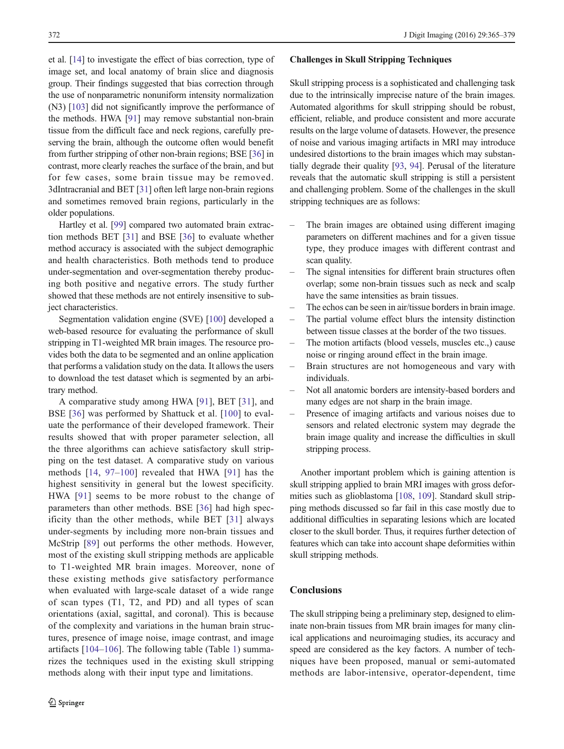et al. [14] to investigate the effect of bias correction, type of image set, and local anatomy of brain slice and diagnosis group. Their findings suggested that bias correction through the use of nonparametric nonuniform intensity normalization (N3) [103] did not significantly improve the performance of the methods. HWA [91] may remove substantial non-brain tissue from the difficult face and neck regions, carefully preserving the brain, although the outcome often would benefit from further stripping of other non-brain regions; BSE [36] in contrast, more clearly reaches the surface of the brain, and but for few cases, some brain tissue may be removed. 3dIntracranial and BET [31] often left large non-brain regions and sometimes removed brain regions, particularly in the older populations.

Hartley et al. [99] compared two automated brain extraction methods BET [31] and BSE [36] to evaluate whether method accuracy is associated with the subject demographic and health characteristics. Both methods tend to produce under-segmentation and over-segmentation thereby producing both positive and negative errors. The study further showed that these methods are not entirely insensitive to subject characteristics.

Segmentation validation engine (SVE) [100] developed a web-based resource for evaluating the performance of skull stripping in T1-weighted MR brain images. The resource provides both the data to be segmented and an online application that performs a validation study on the data. It allows the users to download the test dataset which is segmented by an arbitrary method.

A comparative study among HWA [91], BET [31], and BSE [36] was performed by Shattuck et al. [100] to evaluate the performance of their developed framework. Their results showed that with proper parameter selection, all the three algorithms can achieve satisfactory skull stripping on the test dataset. A comparative study on various methods [14, 97–100] revealed that HWA [91] has the highest sensitivity in general but the lowest specificity. HWA [91] seems to be more robust to the change of parameters than other methods. BSE [36] had high specificity than the other methods, while BET [31] always under-segments by including more non-brain tissues and McStrip [89] out performs the other methods. However, most of the existing skull stripping methods are applicable to T1-weighted MR brain images. Moreover, none of these existing methods give satisfactory performance when evaluated with large-scale dataset of a wide range of scan types (T1, T2, and PD) and all types of scan orientations (axial, sagittal, and coronal). This is because of the complexity and variations in the human brain structures, presence of image noise, image contrast, and image artifacts [104–106]. The following table (Table 1) summarizes the techniques used in the existing skull stripping methods along with their input type and limitations.

## Challenges in Skull Stripping Techniques

Skull stripping process is a sophisticated and challenging task due to the intrinsically imprecise nature of the brain images. Automated algorithms for skull stripping should be robust, efficient, reliable, and produce consistent and more accurate results on the large volume of datasets. However, the presence of noise and various imaging artifacts in MRI may introduce undesired distortions to the brain images which may substantially degrade their quality [93, 94]. Perusal of the literature reveals that the automatic skull stripping is still a persistent and challenging problem. Some of the challenges in the skull stripping techniques are as follows:

- The brain images are obtained using different imaging parameters on different machines and for a given tissue type, they produce images with different contrast and scan quality.
- The signal intensities for different brain structures often overlap; some non-brain tissues such as neck and scalp have the same intensities as brain tissues.
- The echos can be seen in air/tissue borders in brain image.
- The partial volume effect blurs the intensity distinction between tissue classes at the border of the two tissues.
- The motion artifacts (blood vessels, muscles etc.,) cause noise or ringing around effect in the brain image.
- Brain structures are not homogeneous and vary with individuals.
- Not all anatomic borders are intensity-based borders and many edges are not sharp in the brain image.
- Presence of imaging artifacts and various noises due to sensors and related electronic system may degrade the brain image quality and increase the difficulties in skull stripping process.

Another important problem which is gaining attention is skull stripping applied to brain MRI images with gross deformities such as glioblastoma [108, 109]. Standard skull stripping methods discussed so far fail in this case mostly due to additional difficulties in separating lesions which are located closer to the skull border. Thus, it requires further detection of features which can take into account shape deformities within skull stripping methods.

## Conclusions

The skull stripping being a preliminary step, designed to eliminate non-brain tissues from MR brain images for many clinical applications and neuroimaging studies, its accuracy and speed are considered as the key factors. A number of techniques have been proposed, manual or semi-automated methods are labor-intensive, operator-dependent, time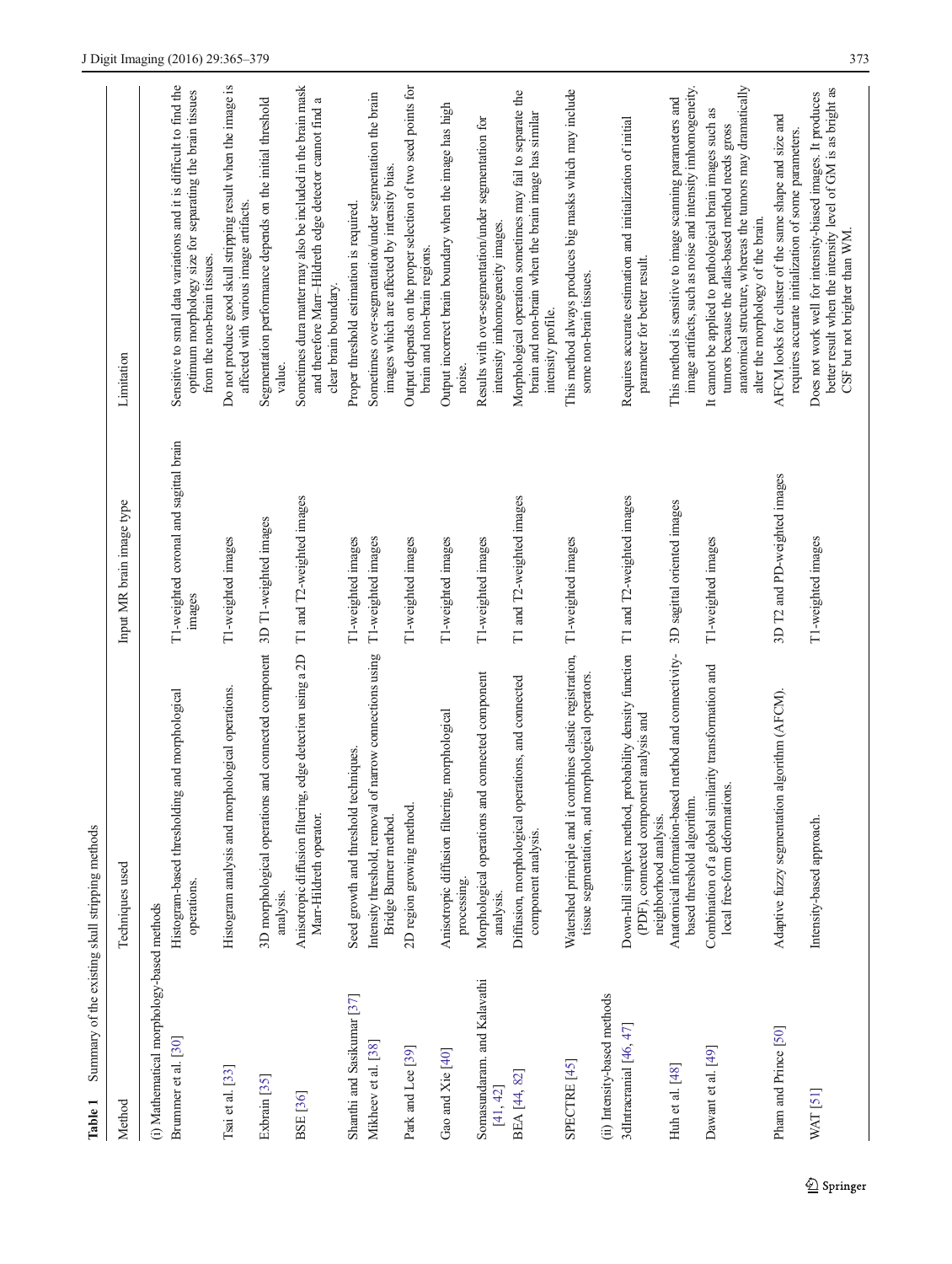**Table 1** Summary of the existing skull stripping methods

| Method | Techniques used | Input MR brain image type | Limitation |
|---|---|---|---|
| (i) Mathematical morphology-based methods | | | |
| Brummer et al. [30] | Histogram-based thresholding and morphological operations. | T1-weighted coronal and sagittal brain images | Sensitive to small data variations and it is difficult to find the optimum morphology size for separating the brain tissues from the non-brain tissues. |
| Tsai et al. [33] | Histogram analysis and morphological operations. | T1-weighted images | Do not produce good skull stripping result when the image is affected with various image artifacts. |
| Exbrain [35] | 3D morphological operations and connected component analysis. | 3D T1-weighted images | Segmentation performance depends on the initial threshold value. |
| BSE [36] | Anisotropic diffusion filtering, edge detection using a 2D Marr–Hildreth operator. | T1 and T2-weighted images | Sometimes dura matter may also be included in the brain mask and therefore Marr–Hildreth edge detector cannot find a clear brain boundary. |
| Shanthi and Sasikumar [37] | Seed growth and threshold techniques. | T1-weighted images | Proper threshold estimation is required. |
| Mikheev et al. [38] | Intensity threshold, removal of narrow connections using Bridge Burner method. | T1-weighted images | Sometimes over-segmentation/under segmentation the brain images which are affected by intensity bias. |
| Park and Lee [39] | 2D region growing method. | T1-weighted images | Output depends on the proper selection of two seed points for brain and non-brain regions. |
| Gao and Xie [40] | Anisotropic diffusion filtering, morphological processing. | T1-weighted images | Output incorrect brain boundary when the image has high noise. |
| Somasundaram. and Kalavathi [41, 42] | Morphological operations and connected component analysis. | T1-weighted images | Results with over-segmentation/under segmentation for intensity inhomogeneity images. |
| BEA [44, 82] | Diffusion, morphological operations, and connected component analysis. | T1 and T2-weighted images | Morphological operation sometimes may fail to separate the brain and non-brain when the brain image has similar intensity profile. |
| SPECTRE [45] | Watershed principle and it combines elastic registration, tissue segmentation, and morphological operators. | T1-weighted images | This method always produces big masks which may include some non-brain tissues. |
| (ii) Intensity-based methods | | | |
| 3dIntracranial [46, 47] | Down-hill simplex method, probability density function (PDF), connected component analysis and neighborhood analysis. | T1 and T2-weighted images | Requires accurate estimation and initialization of initial parameter for better result. |
| Huh et al. [48] | Anatomical information-based method and connectivity-based threshold algorithm. | 3D sagittal oriented images | This method is sensitive to image scanning parameters and image artifacts, such as noise and intensity inhomogeneity. |
| Dawant et al. [49] | Combination of a global similarity transformation and local free-form deformations. | T1-weighted images | It cannot be applied to pathological brain images such as tumors because the atlas-based method needs gross anatomical structure, whereas the tumors may dramatically alter the morphology of the brain. |
| Pham and Prince [50] | Adaptive fuzzy segmentation algorithm (AFCM). | 3D T2 and PD-weighted images | AFCM looks for cluster of the same shape and size and requires accurate initialization of some parameters. |
| WAT [51] | Intensity-based approach. | T1-weighted images | Does not work well for intensity-biased images. It produces better result when the intensity level of GM is as bright as CSF but not brighter than WM. |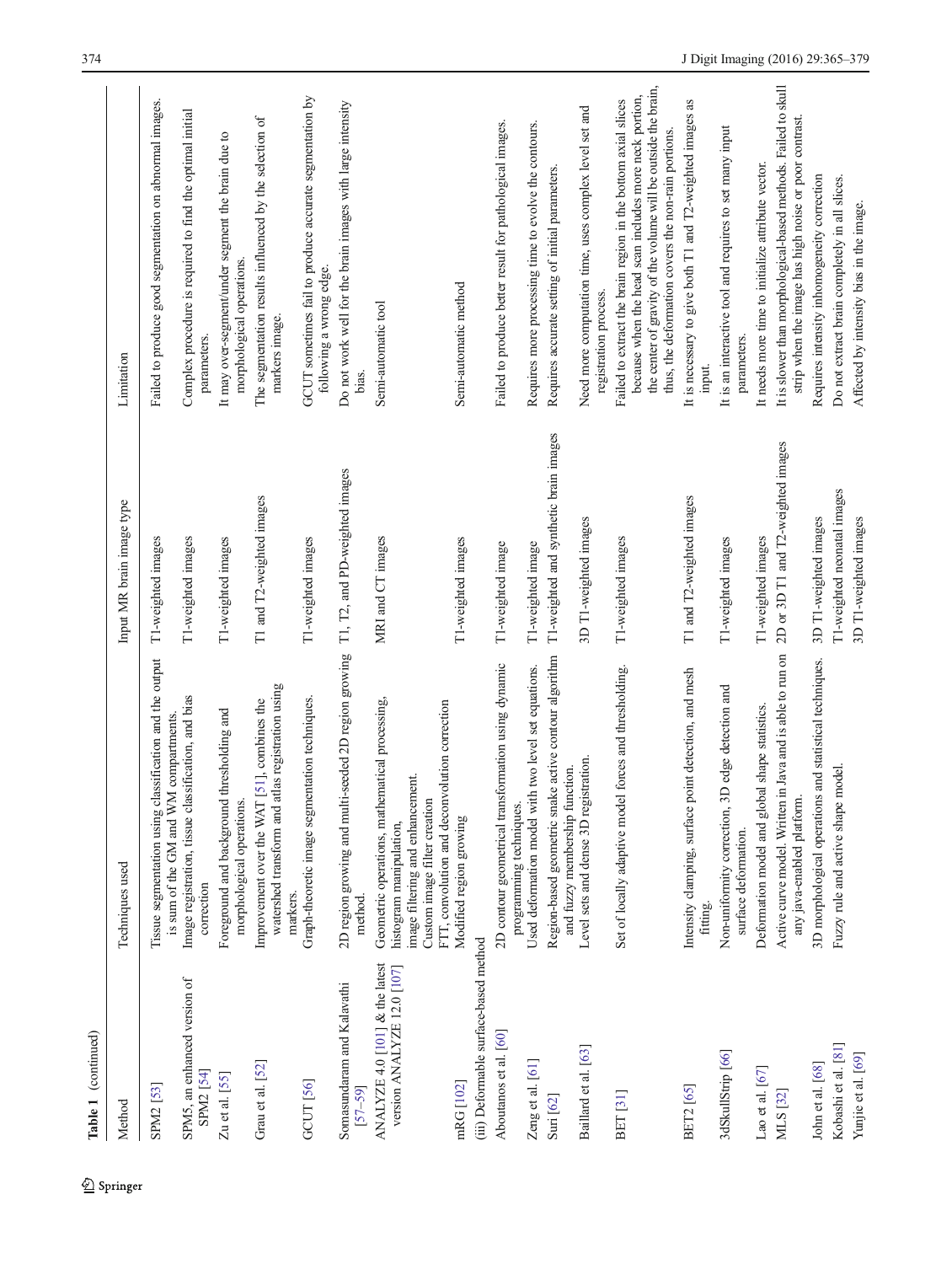**Table 1** (continued)

| Method | Techniques used | Input MR brain image type | Limitation |
|---|---|---|---|
| SPM2 [53] | Tissue segmentation using classification and the output is sum of the GM and WM compartments. | T1-weighted images | Failed to produce good segmentation on abnormal images. |
| SPM5, an enhanced version of SPM2 [54] | Image registration, tissue classification, and bias correction | T1-weighted images | Complex procedure is required to find the optimal initial parameters. |
| Zu et al. [55] | Foreground and background thresholding and morphological operations. | T1-weighted images | It may over-segment/under segment the brain due to morphological operations. |
| Grau et al. [52] | Improvement over the WAT [51], combines the watershed transform and atlas registration using markers. | T1 and T2-weighted images | The segmentation results influenced by the selection of markers image. |
| GCUT [56] | Graph-theoretic image segmentation techniques. | T1-weighted images | GCUT sometimes fail to produce accurate segmentation by following a wrong edge. |
| Somasundaram and Kalavathi [57–59] | 2D region growing and multi-seeded 2D region growing method. | T1, T2, and PD-weighted images | Do not work well for the brain images with large intensity bias. |
| ANALYZE 4.0 [101] & the latest version ANALYZE 12.0 [107] | Geometric operations, mathematical processing, histogram manipulation, image filtering and enhancement. Custom image filter creation FFT, convolution and deconvolution correction | MRI and CT images | Semi-automatic tool |
| mRG [102] | Modified region growing | T1-weighted images | Semi-automatic method |
| (iii) Deformable surface-based method | | | |
| Aboutanos et al. [60] | 2D contour geometrical transformation using dynamic programming techniques. | T1-weighted image | Failed to produce better result for pathological images. |
| Zeng et al. [61] | Used deformation model with two level set equations. | T1-weighted image | Requires more processing time to evolve the contours. |
| Suri [62] | Region-based geometric snake active contour algorithm and fuzzy membership function. | T1-weighted and synthetic brain images | Requires accurate setting of initial parameters. |
| Baillard et al. [63] | Level sets and dense 3D registration. | 3D T1-weighted images | Need more computation time, uses complex level set and registration process. |
| BET [31] | Set of locally adaptive model forces and thresholding. | T1-weighted images | Failed to extract the brain region in the bottom axial slices because when the head scan includes more neck portion, the center of gravity of the volume will be outside the brain, thus, the deformation covers the non-rain portions. |
| BET2 [65] | Intensity clamping, surface point detection, and mesh fitting. | T1 and T2-weighted images | It is necessary to give both T1 and T2-weighted images as input. |
| 3dSkullStrip [66] | Non-uniformity correction, 3D edge detection and surface deformation. | T1-weighted images | It is an interactive tool and requires to set many input parameters. |
| Lao et al. [67] | Deformation model and global shape statistics. | T1-weighted images | It needs more time to initialize attribute vector. |
| MLS [32] | Active curve model. Written in Java and is able to run on any java-enabled platform. | 2D or 3D T1 and T2-weighted images | It is slower than morphological-based methods. Failed to skull strip when the image has high noise or poor contrast. |
| John et al. [68] | 3D morphological operations and statistical techniques. | 3D T1-weighted images | Requires intensity inhomogeneity correction |
| Kobashi et al. [81] | Fuzzy rule and active shape model. | T1-weighted neonatal images | Do not extract brain completely in all slices. |
| Yunjie et al. [69] | | 3D T1-weighted images | Affected by intensity bias in the image. |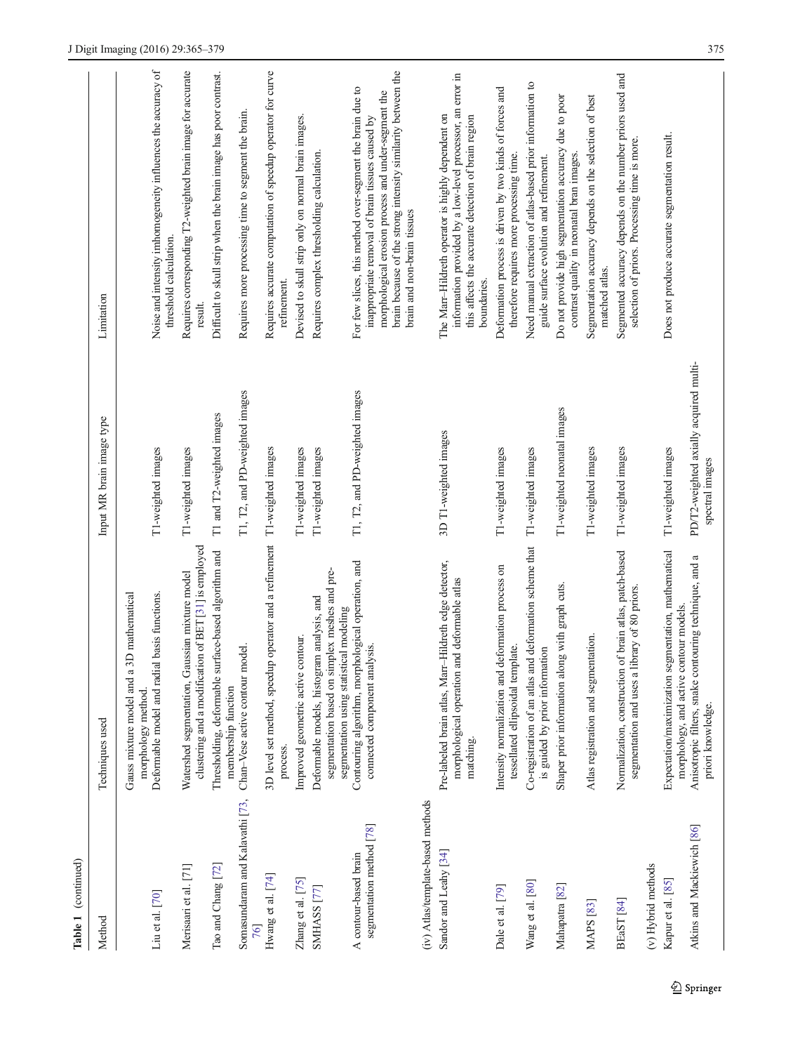**Table 1** (continued)

| Method | Techniques used | Input MR brain image type | Limitation |
|---|---|---|---|
| | Gauss mixture model and a 3D mathematical morphology method. | | |
| Liu et al. [70] | Deformable model and radial basis functions. | T1-weighted images | Noise and intensity inhomogeneity influences the accuracy of threshold calculation. |
| Merisaari et al. [71] | Watershed segmentation, Gaussian mixture model clustering and a modification of BET [31] is employed | T1-weighted images | Requires corresponding T2-weighted brain image for accurate result. |
| Tao and Chang [72] | Thresholding, deformable surface-based algorithm and membership function | T1 and T2-weighted images | Difficult to skull strip when the brain image has poor contrast. |
| Somasundaram and Kalavathi [73, 76] | Chan–Vese active contour model. | T1, T2, and PD-weighted images | Requires more processing time to segment the brain. |
| Hwang et al. [74] | 3D level set method, speedup operator and a refinement process. | T1-weighted images | Requires accurate computation of speedup operator for curve refinement. |
| Zhang et al. [75] | Improved geometric active contour. | T1-weighted images | Devised to skull strip only on normal brain images. |
| SMHASS [77] | Deformable models, histogram analysis, and segmentation based on simplex meshes and pre-segmentation using statistical modeling | T1-weighted images | Requires complex thresholding calculation. |
| A contour-based brain segmentation method [78] | Contouring algorithm, morphological operation, and connected component analysis. | T1, T2, and PD-weighted images | For few slices, this method over-segment the brain due to inappropriate removal of brain tissues caused by morphological erosion process and under-segment the brain because of the strong intensity similarity between the brain and non-brain tissues |
| (iv) Atlas/template-based methods | | | |
| Sandor and Leahy [34] | Pre-labeled brain atlas, Marr–Hildreth edge detector, morphological operation and deformable atlas matching. | 3D T1-weighted images | The Marr–Hildreth operator is highly dependent on information provided by a low-level processor, an error in this affects the accurate detection of brain region boundaries. |
| Dale et al. [79] | Intensity normalization and deformation process on tessellated ellipsoidal template. | T1-weighted images | Deformation process is driven by two kinds of forces and therefore requires more processing time. |
| Wang et al. [80] | Co-registration of an atlas and deformation scheme that is guided by prior information | T1-weighted images | Need manual extraction of atlas-based prior information to guide surface evolution and refinement. |
| Mahapatra [82] | Shaper prior information along with graph cuts. | T1-weighted neonatal images | Do not provide high segmentation accuracy due to poor contrast quality in neonatal bran images. |
| MAPS [83] | Atlas registration and segmentation. | T1-weighted images | Segmentation accuracy depends on the selection of best matched atlas. |
| BEaST [84] | Normalization, construction of brain atlas, patch-based segmentation and uses a library of 80 priors. | T1-weighted images | Segmented accuracy depends on the number priors used and selection of priors. Processing time is more. |
| (v) Hybrid methods | | | |
| Kapur et al. [85] | Expectation/maximization segmentation, mathematical morphology, and active contour models. | T1-weighted images | Does not produce accurate segmentation result. |
| Atkins and Mackiewich [86] | Anisotropic filters, snake contouring technique, and a priori knowledge. | PD/T2-weighted axially acquired multi-spectral images | |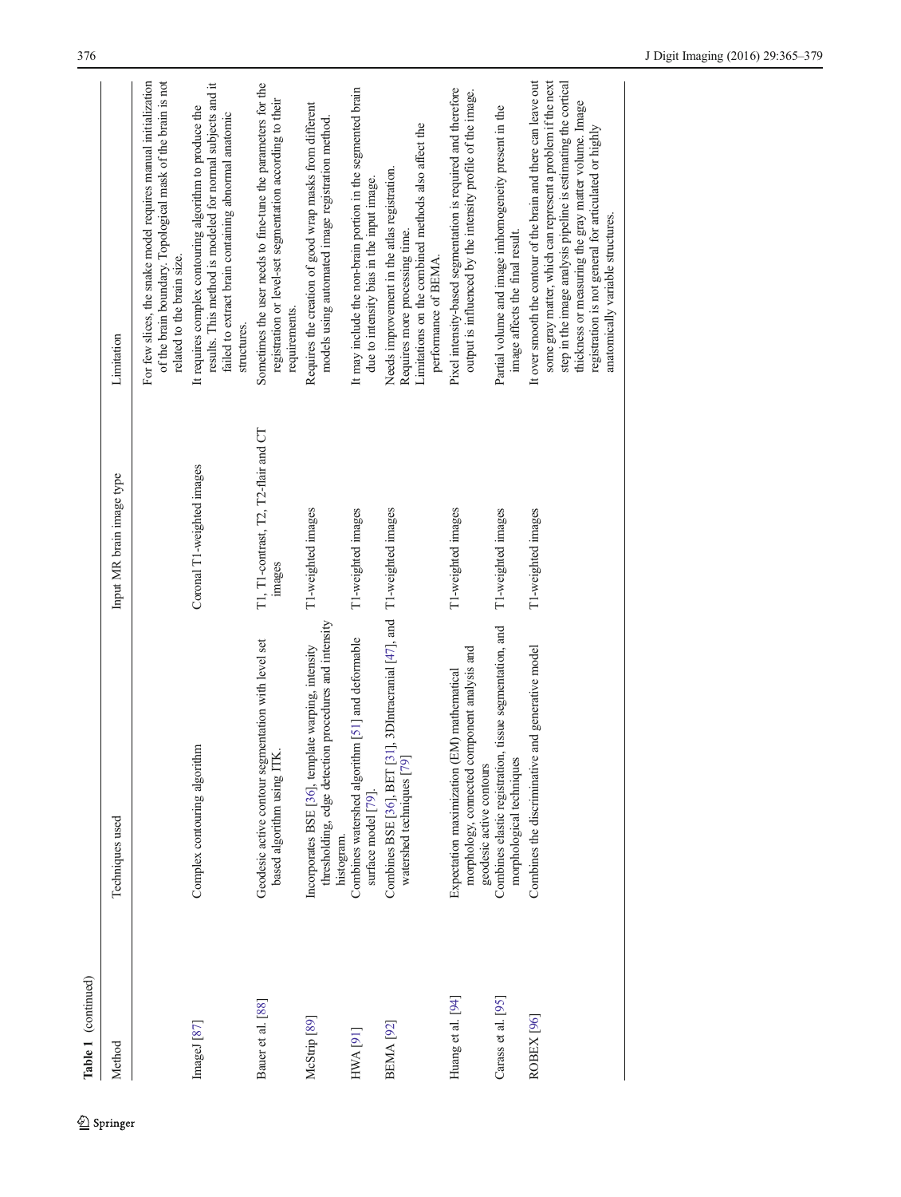**Table 1** (continued)

| Method | Techniques used | Input MR brain image type | Limitation |
|---|---|---|---|
| | | | For few slices, the snake model requires manual initialization of the brain boundary. Topological mask of the brain is not related to the brain size. |
| ImageJ [87] | Complex contouring algorithm | Coronal T1-weighted images | It requires complex contouring algorithm to produce the results. This method is modeled for normal subjects and it failed to extract brain containing abnormal anatomic structures. |
| Bauer et al. [88] | Geodesic active contour segmentation with level set based algorithm using ITK. | T1, T1-contrast, T2, T2-flair and CT images | Sometimes the user needs to fine-tune the parameters for the registration or level-set segmentation according to their requirements. |
| McStrip [89] | Incorporates BSE [36], template warping, intensity thresholding, edge detection procedures and intensity histogram. | T1-weighted images | Requires the creation of good wrap masks from different models using automated image registration method. |
| HWA [91] | Combines watershed algorithm [51] and deformable surface model [79]. | T1-weighted images | It may include the non-brain portion in the segmented brain due to intensity bias in the input image. |
| BEMA [92] | Combines BSE [36], BET [31], 3DIntracranial [47], and watershed techniques [79] | T1-weighted images | Needs improvement in the atlas registration. Requires more processing time. Limitations on the combined methods also affect the performance of BEMA. |
| Huang et al. [94] | Expectation maximization (EM) mathematical morphology, connected component analysis and geodesic active contours | T1-weighted images | Pixel intensity-based segmentation is required and therefore output is influenced by the intensity profile of the image. |
| Carass et al. [95] | Combines elastic registration, tissue segmentation, and morphological techniques | T1-weighted images | Partial volume and image inhomogeneity present in the image affects the final result. |
| ROBEX [96] | Combines the discriminative and generative model | T1-weighted images | It over smooth the contour of the brain and there can leave out some gray matter, which can represent a problem if the next step in the image analysis pipeline is estimating the cortical thickness or measuring the gray matter volume. Image registration is not general for articulated or highly anatomically variable structures. |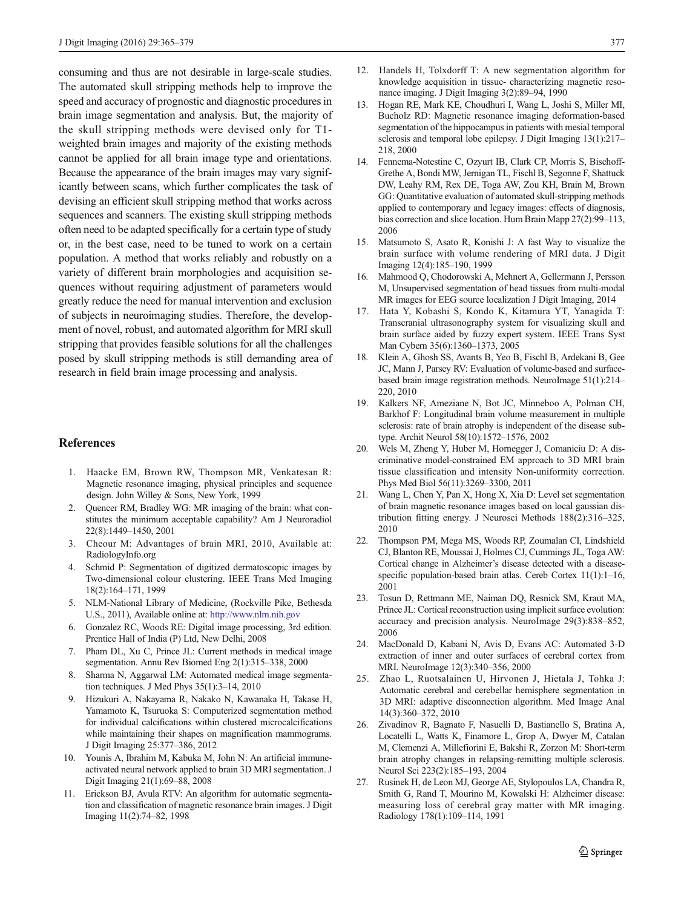consuming and thus are not desirable in large-scale studies. The automated skull stripping methods help to improve the speed and accuracy of prognostic and diagnostic procedures in brain image segmentation and analysis. But, the majority of the skull stripping methods were devised only for T1-weighted brain images and majority of the existing methods cannot be applied for all brain image type and orientations. Because the appearance of the brain images may vary significantly between scans, which further complicates the task of devising an efficient skull stripping method that works across sequences and scanners. The existing skull stripping methods often need to be adapted specifically for a certain type of study or, in the best case, need to be tuned to work on a certain population. A method that works reliably and robustly on a variety of different brain morphologies and acquisition sequences without requiring adjustment of parameters would greatly reduce the need for manual intervention and exclusion of subjects in neuroimaging studies. Therefore, the development of novel, robust, and automated algorithm for MRI skull stripping that provides feasible solutions for all the challenges posed by skull stripping methods is still demanding area of research in field brain image processing and analysis.

## References

1. Haacke EM, Brown RW, Thompson MR, Venkatesan R: Magnetic resonance imaging, physical principles and sequence design. John Willey & Sons, New York, 1999
2. Quencer RM, Bradley WG: MR imaging of the brain: what constitutes the minimum acceptable capability? Am J Neuroradiol 22(8):1449–1450, 2001
3. Cheour M: Advantages of brain MRI, 2010, Available at: RadiologyInfo.org
4. Schmid P: Segmentation of digitized dermatoscopic images by Two-dimensional colour clustering. IEEE Trans Med Imaging 18(2):164–171, 1999
5. NLM-National Library of Medicine, (Rockville Pike, Bethesda U.S., 2011), Available online at: http://www.nlm.nih.gov
6. Gonzalez RC, Woods RE: Digital image processing, 3rd edition. Prentice Hall of India (P) Ltd, New Delhi, 2008
7. Pham DL, Xu C, Prince JL: Current methods in medical image segmentation. Annu Rev Biomed Eng 2(1):315–338, 2000
8. Sharma N, Aggarwal LM: Automated medical image segmentation techniques. J Med Phys 35(1):3–14, 2010
9. Hizukuri A, Nakayama R, Nakako N, Kawanaka H, Takase H, Yamamoto K, Tsuruoka S: Computerized segmentation method for individual calcifications within clustered microcalcifications while maintaining their shapes on magnification mammograms. J Digit Imaging 25:377–386, 2012
10. Younis A, Ibrahim M, Kabuka M, John N: An artificial immune-activated neural network applied to brain 3D MRI segmentation. J Digit Imaging 21(1):69–88, 2008
11. Erickson BJ, Avula RTV: An algorithm for automatic segmentation and classification of magnetic resonance brain images. J Digit Imaging 11(2):74–82, 1998
12. Handels H, Tolxdorff T: A new segmentation algorithm for knowledge acquisition in tissue- characterizing magnetic resonance imaging. J Digit Imaging 3(2):89–94, 1990
13. Hogan RE, Mark KE, Choudhuri I, Wang L, Joshi S, Miller MI, Bucholz RD: Magnetic resonance imaging deformation-based segmentation of the hippocampus in patients with mesial temporal sclerosis and temporal lobe epilepsy. J Digit Imaging 13(1):217–218, 2000
14. Fennema-Notestine C, Ozyurt IB, Clark CP, Morris S, Bischoff-Grethe A, Bondi MW, Jernigan TL, Fischl B, Segonne F, Shattuck DW, Leahy RM, Rex DE, Toga AW, Zou KH, Brain M, Brown GG: Quantitative evaluation of automated skull-stripping methods applied to contemporary and legacy images: effects of diagnosis, bias correction and slice location. Hum Brain Mapp 27(2):99–113, 2006
15. Matsumoto S, Asato R, Konishi J: A fast Way to visualize the brain surface with volume rendering of MRI data. J Digit Imaging 12(4):185–190, 1999
16. Mahmood Q, Chodorowski A, Mehnert A, Gellermann J, Persson M, Unsupervised segmentation of head tissues from multi-modal MR images for EEG source localization J Digit Imaging, 2014
17. Hata Y, Kobashi S, Kondo K, Kitamura YT, Yanagida T: Transcranial ultrasonography system for visualizing skull and brain surface aided by fuzzy expert system. IEEE Trans Syst Man Cybern 35(6):1360–1373, 2005
18. Klein A, Ghosh SS, Avants B, Yeo B, Fischl B, Ardekani B, Gee JC, Mann J, Parsey RV: Evaluation of volume-based and surface-based brain image registration methods. NeuroImage 51(1):214–220, 2010
19. Kalkers NF, Ameziane N, Bot JC, Minneboo A, Polman CH, Barkhof F: Longitudinal brain volume measurement in multiple sclerosis: rate of brain atrophy is independent of the disease subtype. Archit Neurol 58(10):1572–1576, 2002
20. Wels M, Zheng Y, Huber M, Hornegger J, Comaniciu D: A discriminative model-constrained EM approach to 3D MRI brain tissue classification and intensity Non-uniformity correction. Phys Med Biol 56(11):3269–3300, 2011
21. Wang L, Chen Y, Pan X, Hong X, Xia D: Level set segmentation of brain magnetic resonance images based on local gaussian distribution fitting energy. J Neurosci Methods 188(2):316–325, 2010
22. Thompson PM, Mega MS, Woods RP, Zoumalan CI, Lindshield CJ, Blanton RE, Moussai J, Holmes CJ, Cummings JL, Toga AW: Cortical change in Alzheimer's disease detected with a disease-specific population-based brain atlas. Cereb Cortex 11(1):1–16, 2001
23. Tosun D, Rettmann ME, Naiman DQ, Resnick SM, Kraut MA, Prince JL: Cortical reconstruction using implicit surface evolution: accuracy and precision analysis. NeuroImage 29(3):838–852, 2006
24. MacDonald D, Kabani N, Avis D, Evans AC: Automated 3-D extraction of inner and outer surfaces of cerebral cortex from MRI. NeuroImage 12(3):340–356, 2000
25. Zhao L, Ruotsalainen U, Hirvonen J, Hietala J, Tohka J: Automatic cerebral and cerebellar hemisphere segmentation in 3D MRI: adaptive disconnection algorithm. Med Image Anal 14(3):360–372, 2010
26. Zivadinov R, Bagnato F, Nasuelli D, Bastianello S, Bratina A, Locatelli L, Watts K, Finamore L, Grop A, Dwyer M, Catalan M, Clemenzi A, Millefiorini E, Bakshi R, Zorzon M: Short-term brain atrophy changes in relapsing-remitting multiple sclerosis. Neurol Sci 223(2):185–193, 2004
27. Rusinek H, de Leon MJ, George AE, Stylopoulos LA, Chandra R, Smith G, Rand T, Mourino M, Kowalski H: Alzheimer disease: measuring loss of cerebral gray matter with MR imaging. Radiology 178(1):109–114, 1991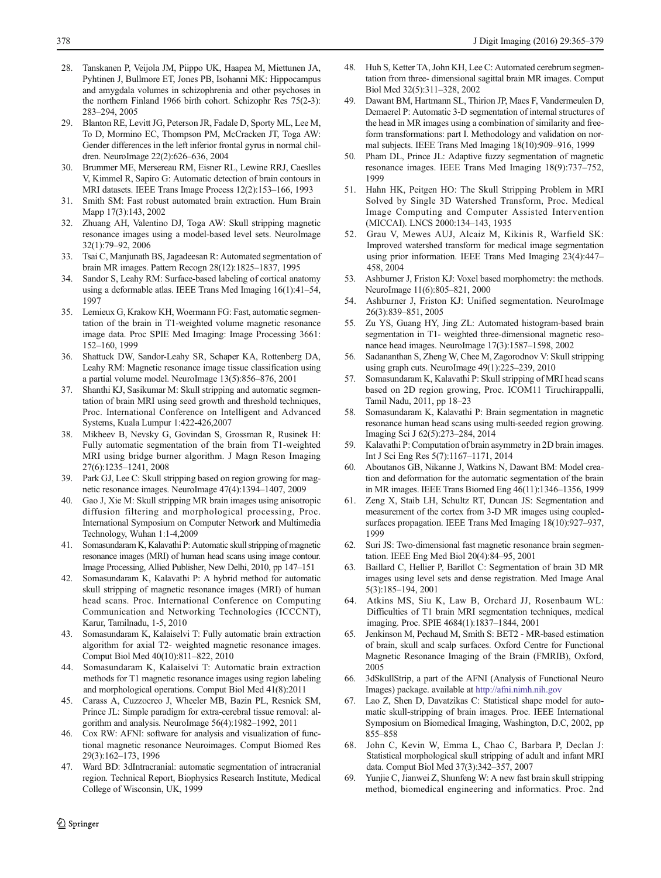28. Tanskanen P, Veijola JM, Piippo UK, Haapea M, Miettunen JA, Pyhtinen J, Bullmore ET, Jones PB, Isohanni MK: Hippocampus and amygdala volumes in schizophrenia and other psychoses in the northern Finland 1966 birth cohort. Schizophr Res 75(2-3): 283–294, 2005
29. Blanton RE, Levitt JG, Peterson JR, Fadale D, Sporty ML, Lee M, To D, Mormino EC, Thompson PM, McCracken JT, Toga AW: Gender differences in the left inferior frontal gyrus in normal children. NeuroImage 22(2):626–636, 2004
30. Brummer ME, Mersereau RM, Eisner RL, Lewine RRJ, Caeslles V, Kimmel R, Sapiro G: Automatic detection of brain contours in MRI datasets. IEEE Trans Image Process 12(2):153–166, 1993
31. Smith SM: Fast robust automated brain extraction. Hum Brain Mapp 17(3):143, 2002
32. Zhuang AH, Valentino DJ, Toga AW: Skull stripping magnetic resonance images using a model-based level sets. NeuroImage 32(1):79–92, 2006
33. Tsai C, Manjunath BS, Jagadeesan R: Automated segmentation of brain MR images. Pattern Recogn 28(12):1825–1837, 1995
34. Sandor S, Leahy RM: Surface-based labeling of cortical anatomy using a deformable atlas. IEEE Trans Med Imaging 16(1):41–54, 1997
35. Lemieux G, Krakow KH, Woermann FG: Fast, automatic segmentation of the brain in T1-weighted volume magnetic resonance image data. Proc SPIE Med Imaging: Image Processing 3661: 152–160, 1999
36. Shattuck DW, Sandor-Leahy SR, Schaper KA, Rottenberg DA, Leahy RM: Magnetic resonance image tissue classification using a partial volume model. NeuroImage 13(5):856–876, 2001
37. Shanthi KJ, Sasikumar M: Skull stripping and automatic segmentation of brain MRI using seed growth and threshold techniques, Proc. International Conference on Intelligent and Advanced Systems, Kuala Lumpur 1:422-426,2007
38. Mikheev B, Nevsky G, Govindan S, Grossman R, Rusinek H: Fully automatic segmentation of the brain from T1-weighted MRI using bridge burner algorithm. J Magn Reson Imaging 27(6):1235–1241, 2008
39. Park GJ, Lee C: Skull stripping based on region growing for magnetic resonance images. NeuroImage 47(4):1394–1407, 2009
40. Gao J, Xie M: Skull stripping MR brain images using anisotropic diffusion filtering and morphological processing, Proc. International Symposium on Computer Network and Multimedia Technology, Wuhan 1:1-4,2009
41. Somasundaram K, Kalavathi P: Automatic skull stripping of magnetic resonance images (MRI) of human head scans using image contour. Image Processing, Allied Publisher, New Delhi, 2010, pp 147–151
42. Somasundaram K, Kalavathi P: A hybrid method for automatic skull stripping of magnetic resonance images (MRI) of human head scans. Proc. International Conference on Computing Communication and Networking Technologies (ICCCNT), Karur, Tamilnadu, 1-5, 2010
43. Somasundaram K, Kalaiselvi T: Fully automatic brain extraction algorithm for axial T2- weighted magnetic resonance images. Comput Biol Med 40(10):811–822, 2010
44. Somasundaram K, Kalaiselvi T: Automatic brain extraction methods for T1 magnetic resonance images using region labeling and morphological operations. Comput Biol Med 41(8):2011
45. Carass A, Cuzzocreo J, Wheeler MB, Bazin PL, Resnick SM, Prince JL: Simple paradigm for extra-cerebral tissue removal: algorithm and analysis. NeuroImage 56(4):1982–1992, 2011
46. Cox RW: AFNI: software for analysis and visualization of functional magnetic resonance Neuroimages. Comput Biomed Res 29(3):162–173, 1996
47. Ward BD: 3dIntracranial: automatic segmentation of intracranial region. Technical Report, Biophysics Research Institute, Medical College of Wisconsin, UK, 1999
48. Huh S, Ketter TA, John KH, Lee C: Automated cerebrum segmentation from three- dimensional sagittal brain MR images. Comput Biol Med 32(5):311–328, 2002
49. Dawant BM, Hartmann SL, Thirion JP, Maes F, Vandermeulen D, Demaerel P: Automatic 3-D segmentation of internal structures of the head in MR images using a combination of similarity and free-form transformations: part I. Methodology and validation on normal subjects. IEEE Trans Med Imaging 18(10):909–916, 1999
50. Pham DL, Prince JL: Adaptive fuzzy segmentation of magnetic resonance images. IEEE Trans Med Imaging 18(9):737–752, 1999
51. Hahn HK, Peitgen HO: The Skull Stripping Problem in MRI Solved by Single 3D Watershed Transform, Proc. Medical Image Computing and Computer Assisted Intervention (MICCAI). LNCS 2000:134–143, 1935
52. Grau V, Mewes AUJ, Alcaiz M, Kikinis R, Warfield SK: Improved watershed transform for medical image segmentation using prior information. IEEE Trans Med Imaging 23(4):447–458, 2004
53. Ashburner J, Friston KJ: Voxel based morphometry: the methods. NeuroImage 11(6):805–821, 2000
54. Ashburner J, Friston KJ: Unified segmentation. NeuroImage 26(3):839–851, 2005
55. Zu YS, Guang HY, Jing ZL: Automated histogram-based brain segmentation in T1- weighted three-dimensional magnetic resonance head images. NeuroImage 17(3):1587–1598, 2002
56. Sadananthan S, Zheng W, Chee M, Zagorodnov V: Skull stripping using graph cuts. NeuroImage 49(1):225–239, 2010
57. Somasundaram K, Kalavathi P: Skull stripping of MRI head scans based on 2D region growing, Proc. ICOM11 Tiruchirappalli, Tamil Nadu, 2011, pp 18–23
58. Somasundaram K, Kalavathi P: Brain segmentation in magnetic resonance human head scans using multi-seeded region growing. Imaging Sci J 62(5):273–284, 2014
59. Kalavathi P: Computation of brain asymmetry in 2D brain images. Int J Sci Eng Res 5(7):1167–1171, 2014
60. Aboutanos GB, Nikanne J, Watkins N, Dawant BM: Model creation and deformation for the automatic segmentation of the brain in MR images. IEEE Trans Biomed Eng 46(11):1346–1356, 1999
61. Zeng X, Staib LH, Schultz RT, Duncan JS: Segmentation and measurement of the cortex from 3-D MR images using coupled-surfaces propagation. IEEE Trans Med Imaging 18(10):927–937, 1999
62. Suri JS: Two-dimensional fast magnetic resonance brain segmentation. IEEE Eng Med Biol 20(4):84–95, 2001
63. Baillard C, Hellier P, Barillot C: Segmentation of brain 3D MR images using level sets and dense registration. Med Image Anal 5(3):185–194, 2001
64. Atkins MS, Siu K, Law B, Orchard JJ, Rosenbaum WL: Difficulties of T1 brain MRI segmentation techniques, medical imaging. Proc. SPIE 4684(1):1837–1844, 2001
65. Jenkinson M, Pechaud M, Smith S: BET2 - MR-based estimation of brain, skull and scalp surfaces. Oxford Centre for Functional Magnetic Resonance Imaging of the Brain (FMRIB), Oxford, 2005
66. 3dSkullStrip, a part of the AFNI (Analysis of Functional Neuro Images) package. available at http://afni.nimh.nih.gov
67. Lao Z, Shen D, Davatzikas C: Statistical shape model for automatic skull-stripping of brain images. Proc. IEEE International Symposium on Biomedical Imaging, Washington, D.C, 2002, pp 855–858
68. John C, Kevin W, Emma L, Chao C, Barbara P, Declan J: Statistical morphological skull stripping of adult and infant MRI data. Comput Biol Med 37(3):342–357, 2007
69. Yunjie C, Jianwei Z, Shunfeng W: A new fast brain skull stripping method, biomedical engineering and informatics. Proc. 2nd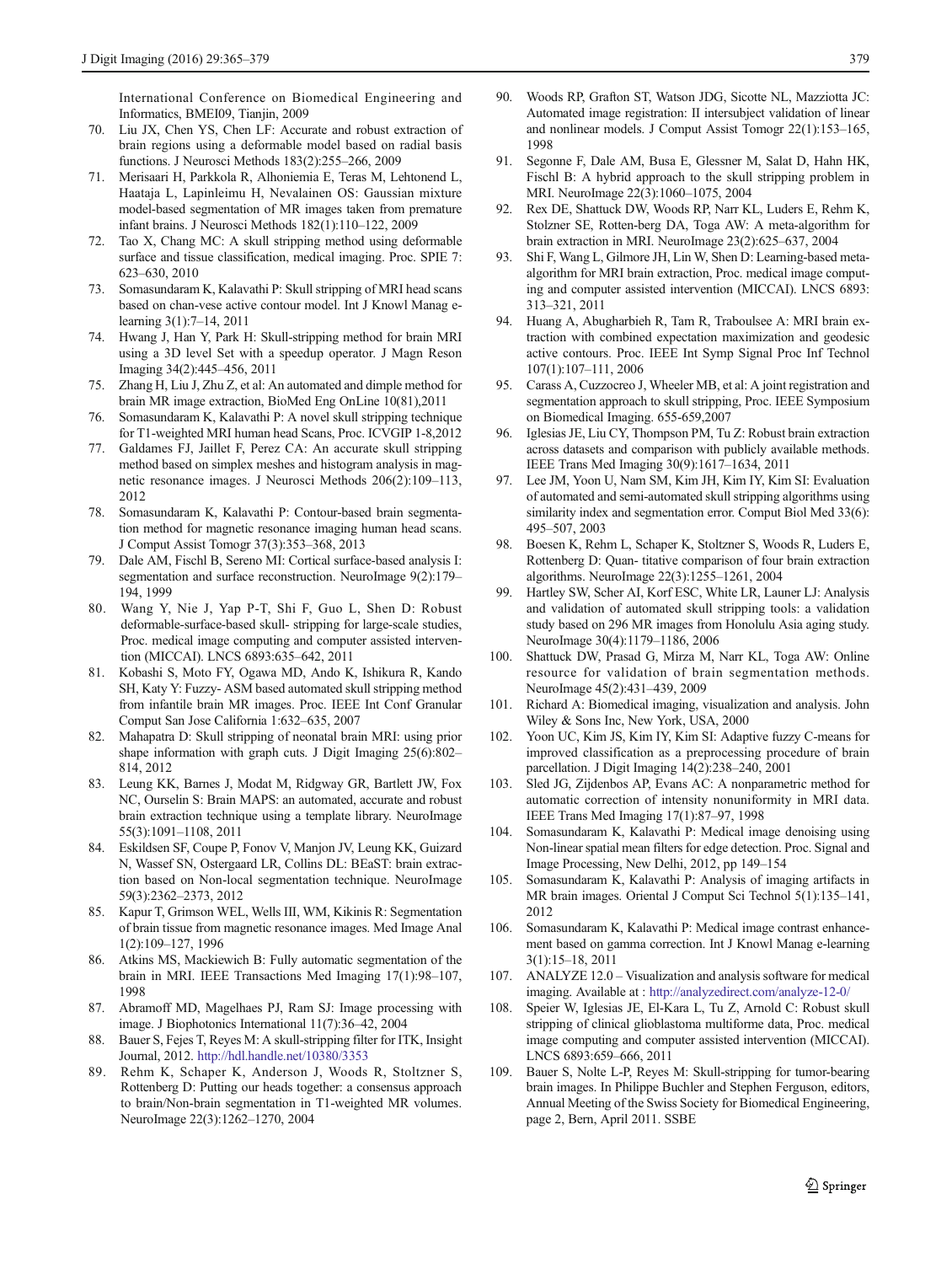International Conference on Biomedical Engineering and Informatics, BMEI09, Tianjin, 2009

70. Liu JX, Chen YS, Chen LF: Accurate and robust extraction of brain regions using a deformable model based on radial basis functions. J Neurosci Methods 183(2):255–266, 2009
71. Merisaari H, Parkkola R, Alhoniemia E, Teras M, Lehtonend L, Haataja L, Lapinleimu H, Nevalainen OS: Gaussian mixture model-based segmentation of MR images taken from premature infant brains. J Neurosci Methods 182(1):110–122, 2009
72. Tao X, Chang MC: A skull stripping method using deformable surface and tissue classification, medical imaging. Proc. SPIE 7: 623–630, 2010
73. Somasundaram K, Kalavathi P: Skull stripping of MRI head scans based on chan-vese active contour model. Int J Knowl Manag e-learning 3(1):7–14, 2011
74. Hwang J, Han Y, Park H: Skull-stripping method for brain MRI using a 3D level Set with a speedup operator. J Magn Reson Imaging 34(2):445–456, 2011
75. Zhang H, Liu J, Zhu Z, et al: An automated and dimple method for brain MR image extraction, BioMed Eng OnLine 10(81),2011
76. Somasundaram K, Kalavathi P: A novel skull stripping technique for T1-weighted MRI human head Scans, Proc. ICVGIP 1-8,2012
77. Galdames FJ, Jaillet F, Perez CA: An accurate skull stripping method based on simplex meshes and histogram analysis in magnetic resonance images. J Neurosci Methods 206(2):109–113, 2012
78. Somasundaram K, Kalavathi P: Contour-based brain segmentation method for magnetic resonance imaging human head scans. J Comput Assist Tomogr 37(3):353–368, 2013
79. Dale AM, Fischl B, Sereno MI: Cortical surface-based analysis I: segmentation and surface reconstruction. NeuroImage 9(2):179–194, 1999
80. Wang Y, Nie J, Yap P-T, Shi F, Guo L, Shen D: Robust deformable-surface-based skull- stripping for large-scale studies, Proc. medical image computing and computer assisted intervention (MICCAI). LNCS 6893:635–642, 2011
81. Kobashi S, Moto FY, Ogawa MD, Ando K, Ishikura R, Kando SH, Katy Y: Fuzzy- ASM based automated skull stripping method from infantile brain MR images. Proc. IEEE Int Conf Granular Comput San Jose California 1:632–635, 2007
82. Mahapatra D: Skull stripping of neonatal brain MRI: using prior shape information with graph cuts. J Digit Imaging 25(6):802–814, 2012
83. Leung KK, Barnes J, Modat M, Ridgway GR, Bartlett JW, Fox NC, Ourselin S: Brain MAPS: an automated, accurate and robust brain extraction technique using a template library. NeuroImage 55(3):1091–1108, 2011
84. Eskildsen SF, Coupe P, Fonov V, Manjon JV, Leung KK, Guizard N, Wassef SN, Ostergaard LR, Collins DL: BEaST: brain extraction based on Non-local segmentation technique. NeuroImage 59(3):2362–2373, 2012
85. Kapur T, Grimson WEL, Wells III, WM, Kikinis R: Segmentation of brain tissue from magnetic resonance images. Med Image Anal 1(2):109–127, 1996
86. Atkins MS, Mackiewich B: Fully automatic segmentation of the brain in MRI. IEEE Transactions Med Imaging 17(1):98–107, 1998
87. Abramoff MD, Magelhaes PJ, Ram SJ: Image processing with image. J Biophotonics International 11(7):36–42, 2004
88. Bauer S, Fejes T, Reyes M: A skull-stripping filter for ITK, Insight Journal, 2012. http://hdl.handle.net/10380/3353
89. Rehm K, Schaper K, Anderson J, Woods R, Stoltzner S, Rottenberg D: Putting our heads together: a consensus approach to brain/Non-brain segmentation in T1-weighted MR volumes. NeuroImage 22(3):1262–1270, 2004
90. Woods RP, Grafton ST, Watson JDG, Sicotte NL, Mazziotta JC: Automated image registration: II intersubject validation of linear and nonlinear models. J Comput Assist Tomogr 22(1):153–165, 1998
91. Segonne F, Dale AM, Busa E, Glessner M, Salat D, Hahn HK, Fischl B: A hybrid approach to the skull stripping problem in MRI. NeuroImage 22(3):1060–1075, 2004
92. Rex DE, Shattuck DW, Woods RP, Narr KL, Luders E, Rehm K, Stolzner SE, Rotten-berg DA, Toga AW: A meta-algorithm for brain extraction in MRI. NeuroImage 23(2):625–637, 2004
93. Shi F, Wang L, Gilmore JH, Lin W, Shen D: Learning-based meta-algorithm for MRI brain extraction, Proc. medical image computing and computer assisted intervention (MICCAI). LNCS 6893: 313–321, 2011
94. Huang A, Abugharbieh R, Tam R, Traboulsee A: MRI brain extraction with combined expectation maximization and geodesic active contours. Proc. IEEE Int Symp Signal Proc Inf Technol 107(1):107–111, 2006
95. Carass A, Cuzzocreo J, Wheeler MB, et al: A joint registration and segmentation approach to skull stripping, Proc. IEEE Symposium on Biomedical Imaging. 655-659,2007
96. Iglesias JE, Liu CY, Thompson PM, Tu Z: Robust brain extraction across datasets and comparison with publicly available methods. IEEE Trans Med Imaging 30(9):1617–1634, 2011
97. Lee JM, Yoon U, Nam SM, Kim JH, Kim IY, Kim SI: Evaluation of automated and semi-automated skull stripping algorithms using similarity index and segmentation error. Comput Biol Med 33(6): 495–507, 2003
98. Boesen K, Rehm L, Schaper K, Stoltzner S, Woods R, Luders E, Rottenberg D: Quan- titative comparison of four brain extraction algorithms. NeuroImage 22(3):1255–1261, 2004
99. Hartley SW, Scher AI, Korf ESC, White LR, Launer LJ: Analysis and validation of automated skull stripping tools: a validation study based on 296 MR images from Honolulu Asia aging study. NeuroImage 30(4):1179–1186, 2006
100. Shattuck DW, Prasad G, Mirza M, Narr KL, Toga AW: Online resource for validation of brain segmentation methods. NeuroImage 45(2):431–439, 2009
101. Richard A: Biomedical imaging, visualization and analysis. John Wiley & Sons Inc, New York, USA, 2000
102. Yoon UC, Kim JS, Kim IY, Kim SI: Adaptive fuzzy C-means for improved classification as a preprocessing procedure of brain parcellation. J Digit Imaging 14(2):238–240, 2001
103. Sled JG, Zijdenbos AP, Evans AC: A nonparametric method for automatic correction of intensity nonuniformity in MRI data. IEEE Trans Med Imaging 17(1):87–97, 1998
104. Somasundaram K, Kalavathi P: Medical image denoising using Non-linear spatial mean filters for edge detection. Proc. Signal and Image Processing, New Delhi, 2012, pp 149–154
105. Somasundaram K, Kalavathi P: Analysis of imaging artifacts in MR brain images. Oriental J Comput Sci Technol 5(1):135–141, 2012
106. Somasundaram K, Kalavathi P: Medical image contrast enhancement based on gamma correction. Int J Knowl Manag e-learning 3(1):15–18, 2011
107. ANALYZE 12.0 – Visualization and analysis software for medical imaging. Available at : http://analyzedirect.com/analyze-12-0/
108. Speier W, Iglesias JE, El-Kara L, Tu Z, Arnold C: Robust skull stripping of clinical glioblastoma multiforme data, Proc. medical image computing and computer assisted intervention (MICCAI). LNCS 6893:659–666, 2011
109. Bauer S, Nolte L-P, Reyes M: Skull-stripping for tumor-bearing brain images. In Philippe Buchler and Stephen Ferguson, editors, Annual Meeting of the Swiss Society for Biomedical Engineering, page 2, Bern, April 2011. SSBE